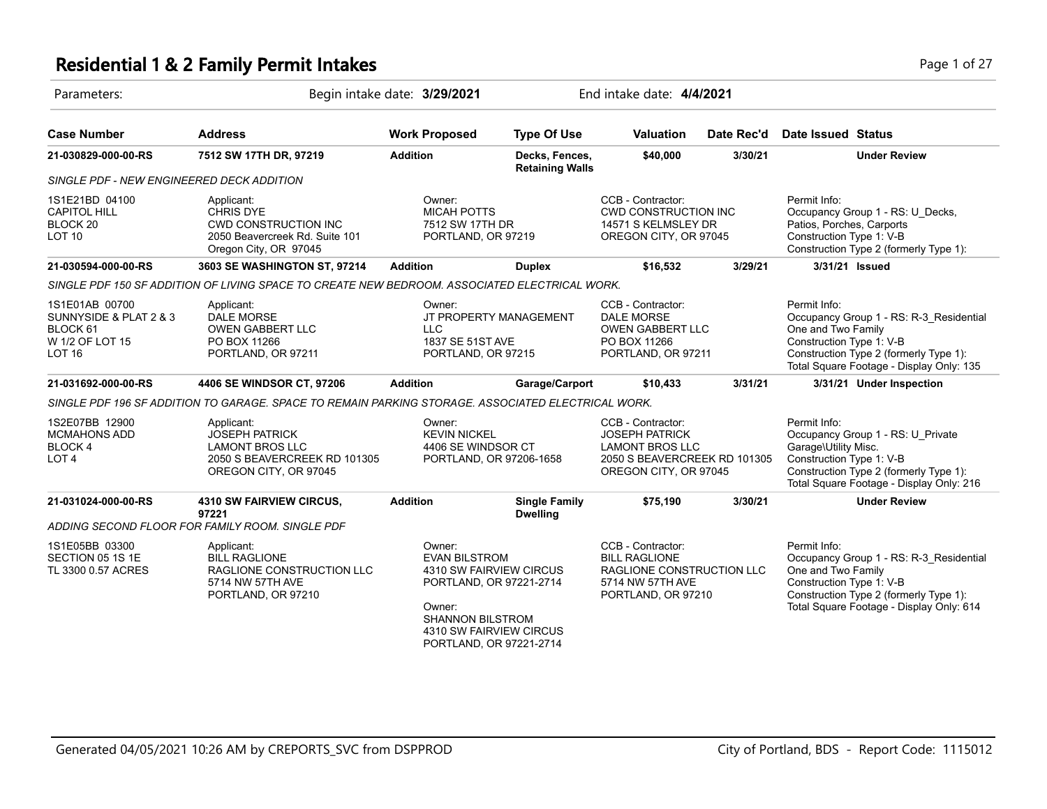# Residential 1 & 2 Family Permit Intakes

Parameters: Begin intake date: **3/29/2021** End intake date: **4/4/2021**

| Case Number | Address | Work Proposed | Type Of Use | Valuation | Date Rec'd | Date Issued | Status |
|---|---|---|---|---|---|---|---|
| **21-030829-000-00-RS** | **7512 SW 17TH DR, 97219** | **Addition** | **Decks, Fences, Retaining Walls** | **$40,000** | **3/30/21** | | **Under Review** |

*SINGLE PDF - NEW ENGINEERED DECK ADDITION*

1S1E21BD 04100
CAPITOL HILL
BLOCK 20
LOT 10

Applicant:
CHRIS DYE
CWD CONSTRUCTION INC
2050 Beavercreek Rd. Suite 101
Oregon City, OR 97045

Owner:
MICAH POTTS
7512 SW 17TH DR
PORTLAND, OR 97219

CCB - Contractor:
CWD CONSTRUCTION INC
14571 S KELMSLEY DR
OREGON CITY, OR 97045

Permit Info:
Occupancy Group 1 - RS: U_Decks, Patios, Porches, Carports
Construction Type 1: V-B
Construction Type 2 (formerly Type 1):

| Case Number | Address | Work Proposed | Type Of Use | Valuation | Date Rec'd | Date Issued | Status |
|---|---|---|---|---|---|---|---|
| **21-030594-000-00-RS** | **3603 SE WASHINGTON ST, 97214** | **Addition** | **Duplex** | **$16,532** | **3/29/21** | **3/31/21** | **Issued** |

*SINGLE PDF 150 SF ADDITION OF LIVING SPACE TO CREATE NEW BEDROOM. ASSOCIATED ELECTRICAL WORK.*

1S1E01AB 00700
SUNNYSIDE & PLAT 2 & 3
BLOCK 61
W 1/2 OF LOT 15
LOT 16

Applicant:
DALE MORSE
OWEN GABBERT LLC
PO BOX 11266
PORTLAND, OR 97211

Owner:
JT PROPERTY MANAGEMENT LLC
1837 SE 51ST AVE
PORTLAND, OR 97215

CCB - Contractor:
DALE MORSE
OWEN GABBERT LLC
PO BOX 11266
PORTLAND, OR 97211

Permit Info:
Occupancy Group 1 - RS: R-3_Residential One and Two Family
Construction Type 1: V-B
Construction Type 2 (formerly Type 1):
Total Square Footage - Display Only: 135

| Case Number | Address | Work Proposed | Type Of Use | Valuation | Date Rec'd | Date Issued | Status |
|---|---|---|---|---|---|---|---|
| **21-031692-000-00-RS** | **4406 SE WINDSOR CT, 97206** | **Addition** | **Garage/Carport** | **$10,433** | **3/31/21** | **3/31/21** | **Under Inspection** |

*SINGLE PDF 196 SF ADDITION TO GARAGE. SPACE TO REMAIN PARKING STORAGE. ASSOCIATED ELECTRICAL WORK.*

1S2E07BB 12900
MCMAHONS ADD
BLOCK 4
LOT 4

Applicant:
JOSEPH PATRICK
LAMONT BROS LLC
2050 S BEAVERCREEK RD 101305
OREGON CITY, OR 97045

Owner:
KEVIN NICKEL
4406 SE WINDSOR CT
PORTLAND, OR 97206-1658

CCB - Contractor:
JOSEPH PATRICK
LAMONT BROS LLC
2050 S BEAVERCREEK RD 101305
OREGON CITY, OR 97045

Permit Info:
Occupancy Group 1 - RS: U_Private Garage\Utility Misc.
Construction Type 1: V-B
Construction Type 2 (formerly Type 1):
Total Square Footage - Display Only: 216

| Case Number | Address | Work Proposed | Type Of Use | Valuation | Date Rec'd | Date Issued | Status |
|---|---|---|---|---|---|---|---|
| **21-031024-000-00-RS** | **4310 SW FAIRVIEW CIRCUS, 97221** | **Addition** | **Single Family Dwelling** | **$75,190** | **3/30/21** | | **Under Review** |

*ADDING SECOND FLOOR FOR FAMILY ROOM. SINGLE PDF*

1S1E05BB 03300
SECTION 05 1S 1E
TL 3300 0.57 ACRES

Applicant:
BILL RAGLIONE
RAGLIONE CONSTRUCTION LLC
5714 NW 57TH AVE
PORTLAND, OR 97210

Owner:
EVAN BILSTROM
4310 SW FAIRVIEW CIRCUS
PORTLAND, OR 97221-2714

Owner:
SHANNON BILSTROM
4310 SW FAIRVIEW CIRCUS
PORTLAND, OR 97221-2714

CCB - Contractor:
BILL RAGLIONE
RAGLIONE CONSTRUCTION LLC
5714 NW 57TH AVE
PORTLAND, OR 97210

Permit Info:
Occupancy Group 1 - RS: R-3_Residential One and Two Family
Construction Type 1: V-B
Construction Type 2 (formerly Type 1):
Total Square Footage - Display Only: 614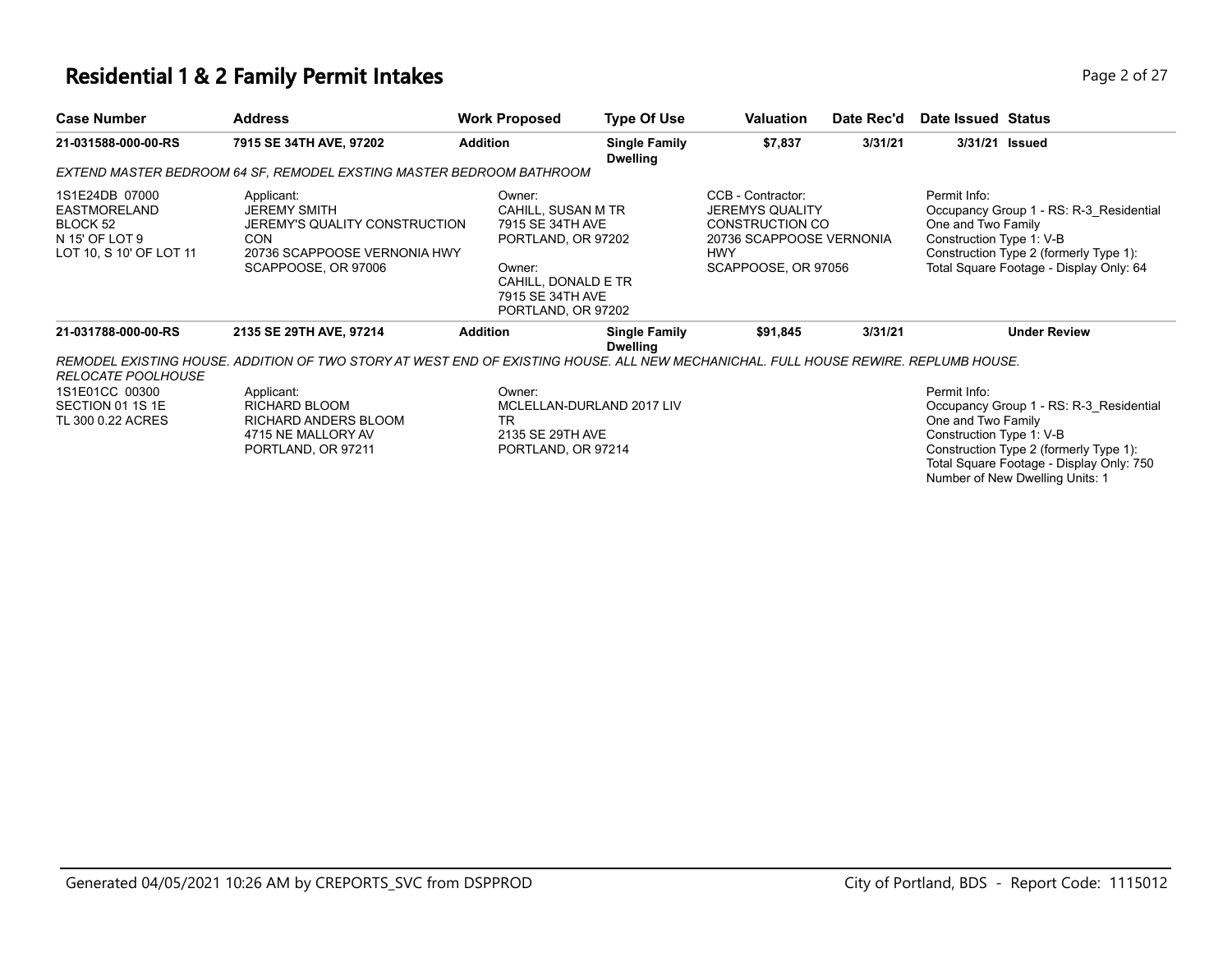# Residential 1 & 2 Family Permit Intakes

| Case Number | Address | Work Proposed | Type Of Use | Valuation | Date Rec'd | Date Issued | Status |
|---|---|---|---|---|---|---|---|
| **21-031588-000-00-RS** | **7915 SE 34TH AVE, 97202** | **Addition** | **Single Family Dwelling** | **$7,837** | **3/31/21** | **3/31/21** | **Issued** |

*EXTEND MASTER BEDROOM 64 SF, REMODEL EXSTING MASTER BEDROOM BATHROOM*

1S1E24DB 07000
EASTMORELAND
BLOCK 52
N 15' OF LOT 9
LOT 10, S 10' OF LOT 11

Applicant:
JEREMY SMITH
JEREMY'S QUALITY CONSTRUCTION CON
20736 SCAPPOOSE VERNONIA HWY
SCAPPOOSE, OR 97006

Owner:
CAHILL, SUSAN M TR
7915 SE 34TH AVE
PORTLAND, OR 97202

Owner:
CAHILL, DONALD E TR
7915 SE 34TH AVE
PORTLAND, OR 97202

CCB - Contractor:
JEREMYS QUALITY CONSTRUCTION CO
20736 SCAPPOOSE VERNONIA HWY
SCAPPOOSE, OR 97056

Permit Info:
Occupancy Group 1 - RS: R-3_Residential One and Two Family
Construction Type 1: V-B
Construction Type 2 (formerly Type 1):
Total Square Footage - Display Only: 64

| Case Number | Address | Work Proposed | Type Of Use | Valuation | Date Rec'd | Date Issued | Status |
|---|---|---|---|---|---|---|---|
| **21-031788-000-00-RS** | **2135 SE 29TH AVE, 97214** | **Addition** | **Single Family Dwelling** | **$91,845** | **3/31/21** | | **Under Review** |

*REMODEL EXISTING HOUSE. ADDITION OF TWO STORY AT WEST END OF EXISTING HOUSE. ALL NEW MECHANICHAL. FULL HOUSE REWIRE. REPLUMB HOUSE. RELOCATE POOLHOUSE*

1S1E01CC 00300
SECTION 01 1S 1E
TL 300 0.22 ACRES

Applicant:
RICHARD BLOOM
RICHARD ANDERS BLOOM
4715 NE MALLORY AV
PORTLAND, OR 97211

Owner:
MCLELLAN-DURLAND 2017 LIV TR
2135 SE 29TH AVE
PORTLAND, OR 97214

Permit Info:
Occupancy Group 1 - RS: R-3_Residential One and Two Family
Construction Type 1: V-B
Construction Type 2 (formerly Type 1):
Total Square Footage - Display Only: 750
Number of New Dwelling Units: 1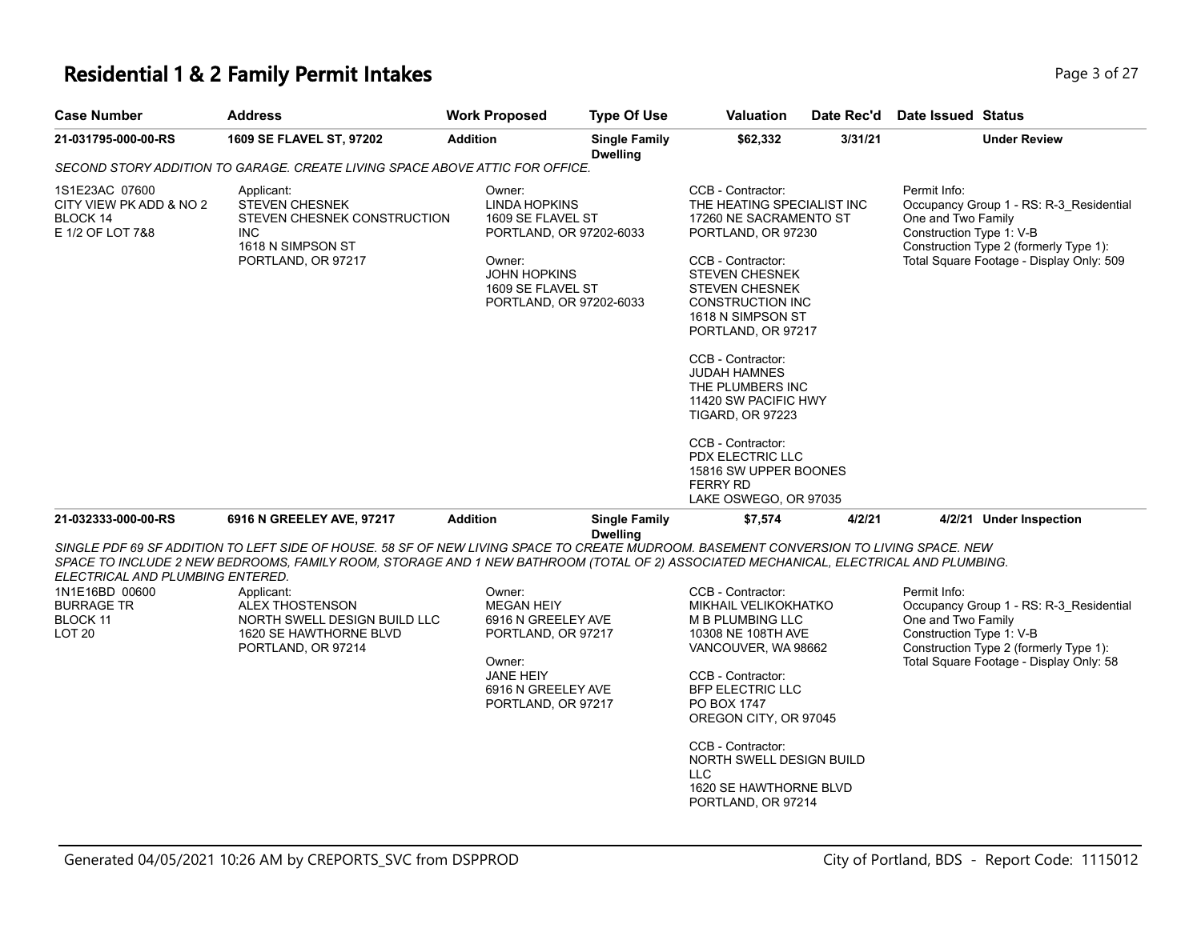# Residential 1 & 2 Family Permit Intakes

| Case Number | Address | Work Proposed | Type Of Use | Valuation | Date Rec'd | Date Issued | Status |
|---|---|---|---|---|---|---|---|
| 21-031795-000-00-RS | 1609 SE FLAVEL ST, 97202 | Addition | Single Family Dwelling | $62,332 | 3/31/21 | | Under Review |

*SECOND STORY ADDITION TO GARAGE. CREATE LIVING SPACE ABOVE ATTIC FOR OFFICE.*

1S1E23AC 07600
CITY VIEW PK ADD & NO 2
BLOCK 14
E 1/2 OF LOT 7&8

Applicant:
STEVEN CHESNEK
STEVEN CHESNEK CONSTRUCTION INC
1618 N SIMPSON ST
PORTLAND, OR 97217

Owner:
LINDA HOPKINS
1609 SE FLAVEL ST
PORTLAND, OR 97202-6033

Owner:
JOHN HOPKINS
1609 SE FLAVEL ST
PORTLAND, OR 97202-6033

CCB - Contractor:
THE HEATING SPECIALIST INC
17260 NE SACRAMENTO ST
PORTLAND, OR 97230

CCB - Contractor:
STEVEN CHESNEK
STEVEN CHESNEK CONSTRUCTION INC
1618 N SIMPSON ST
PORTLAND, OR 97217

CCB - Contractor:
JUDAH HAMNES
THE PLUMBERS INC
11420 SW PACIFIC HWY
TIGARD, OR 97223

CCB - Contractor:
PDX ELECTRIC LLC
15816 SW UPPER BOONES FERRY RD
LAKE OSWEGO, OR 97035

Permit Info:
Occupancy Group 1 - RS: R-3_Residential One and Two Family
Construction Type 1: V-B
Construction Type 2 (formerly Type 1):
Total Square Footage - Display Only: 509

| Case Number | Address | Work Proposed | Type Of Use | Valuation | Date Rec'd | Date Issued | Status |
|---|---|---|---|---|---|---|---|
| 21-032333-000-00-RS | 6916 N GREELEY AVE, 97217 | Addition | Single Family Dwelling | $7,574 | 4/2/21 | 4/2/21 | Under Inspection |

*SINGLE PDF 69 SF ADDITION TO LEFT SIDE OF HOUSE. 58 SF OF NEW LIVING SPACE TO CREATE MUDROOM. BASEMENT CONVERSION TO LIVING SPACE. NEW SPACE TO INCLUDE 2 NEW BEDROOMS, FAMILY ROOM, STORAGE AND 1 NEW BATHROOM (TOTAL OF 2) ASSOCIATED MECHANICAL, ELECTRICAL AND PLUMBING. ELECTRICAL AND PLUMBING ENTERED.*

1N1E16BD 00600
BURRAGE TR
BLOCK 11
LOT 20

Applicant:
ALEX THOSTENSON
NORTH SWELL DESIGN BUILD LLC
1620 SE HAWTHORNE BLVD
PORTLAND, OR 97214

Owner:
MEGAN HEIY
6916 N GREELEY AVE
PORTLAND, OR 97217

Owner:
JANE HEIY
6916 N GREELEY AVE
PORTLAND, OR 97217

CCB - Contractor:
MIKHAIL VELIKOKHATKO
M B PLUMBING LLC
10308 NE 108TH AVE
VANCOUVER, WA 98662

CCB - Contractor:
BFP ELECTRIC LLC
PO BOX 1747
OREGON CITY, OR 97045

CCB - Contractor:
NORTH SWELL DESIGN BUILD LLC
1620 SE HAWTHORNE BLVD
PORTLAND, OR 97214

Permit Info:
Occupancy Group 1 - RS: R-3_Residential One and Two Family
Construction Type 1: V-B
Construction Type 2 (formerly Type 1):
Total Square Footage - Display Only: 58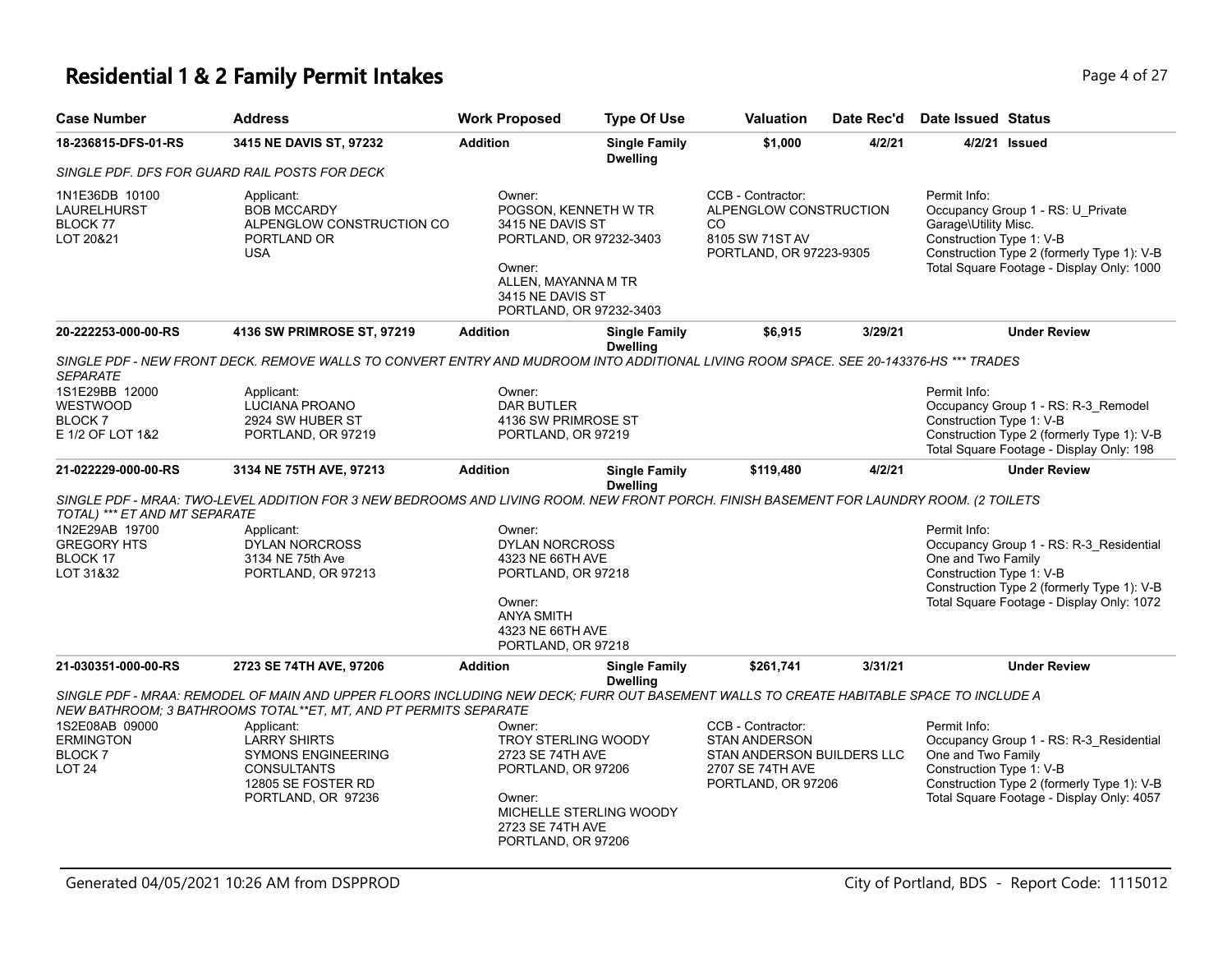# Residential 1 & 2 Family Permit Intakes

| Case Number | Address | Work Proposed | Type Of Use | Valuation | Date Rec'd | Date Issued | Status |
|---|---|---|---|---|---|---|---|
| 18-236815-DFS-01-RS | 3415 NE DAVIS ST, 97232 | Addition | Single Family Dwelling | $1,000 | 4/2/21 | 4/2/21 | Issued |

*SINGLE PDF. DFS FOR GUARD RAIL POSTS FOR DECK*

1N1E36DB 10100
LAURELHURST
BLOCK 77
LOT 20&21

Applicant:
BOB MCCARDY
ALPENGLOW CONSTRUCTION CO
PORTLAND OR
USA

Owner:
POGSON, KENNETH W TR
3415 NE DAVIS ST
PORTLAND, OR 97232-3403

Owner:
ALLEN, MAYANNA M TR
3415 NE DAVIS ST
PORTLAND, OR 97232-3403

CCB - Contractor:
ALPENGLOW CONSTRUCTION CO
8105 SW 71ST AV
PORTLAND, OR 97223-9305

Permit Info:
Occupancy Group 1 - RS: U_Private Garage\Utility Misc.
Construction Type 1: V-B
Construction Type 2 (formerly Type 1): V-B
Total Square Footage - Display Only: 1000

| Case Number | Address | Work Proposed | Type Of Use | Valuation | Date Rec'd | Date Issued | Status |
|---|---|---|---|---|---|---|---|
| 20-222253-000-00-RS | 4136 SW PRIMROSE ST, 97219 | Addition | Single Family Dwelling | $6,915 | 3/29/21 | | Under Review |

*SINGLE PDF - NEW FRONT DECK. REMOVE WALLS TO CONVERT ENTRY AND MUDROOM INTO ADDITIONAL LIVING ROOM SPACE. SEE 20-143376-HS *** TRADES SEPARATE*

1S1E29BB 12000
WESTWOOD
BLOCK 7
E 1/2 OF LOT 1&2

Applicant:
LUCIANA PROANO
2924 SW HUBER ST
PORTLAND, OR 97219

Owner:
DAR BUTLER
4136 SW PRIMROSE ST
PORTLAND, OR 97219

Permit Info:
Occupancy Group 1 - RS: R-3_Remodel
Construction Type 1: V-B
Construction Type 2 (formerly Type 1): V-B
Total Square Footage - Display Only: 198

| Case Number | Address | Work Proposed | Type Of Use | Valuation | Date Rec'd | Date Issued | Status |
|---|---|---|---|---|---|---|---|
| 21-022229-000-00-RS | 3134 NE 75TH AVE, 97213 | Addition | Single Family Dwelling | $119,480 | 4/2/21 | | Under Review |

*SINGLE PDF - MRAA: TWO-LEVEL ADDITION FOR 3 NEW BEDROOMS AND LIVING ROOM. NEW FRONT PORCH. FINISH BASEMENT FOR LAUNDRY ROOM. (2 TOILETS TOTAL) *** ET AND MT SEPARATE*

1N2E29AB 19700
GREGORY HTS
BLOCK 17
LOT 31&32

Applicant:
DYLAN NORCROSS
3134 NE 75th Ave
PORTLAND, OR 97213

Owner:
DYLAN NORCROSS
4323 NE 66TH AVE
PORTLAND, OR 97218

Owner:
ANYA SMITH
4323 NE 66TH AVE
PORTLAND, OR 97218

Permit Info:
Occupancy Group 1 - RS: R-3_Residential One and Two Family
Construction Type 1: V-B
Construction Type 2 (formerly Type 1): V-B
Total Square Footage - Display Only: 1072

| Case Number | Address | Work Proposed | Type Of Use | Valuation | Date Rec'd | Date Issued | Status |
|---|---|---|---|---|---|---|---|
| 21-030351-000-00-RS | 2723 SE 74TH AVE, 97206 | Addition | Single Family Dwelling | $261,741 | 3/31/21 | | Under Review |

*SINGLE PDF - MRAA: REMODEL OF MAIN AND UPPER FLOORS INCLUDING NEW DECK; FURR OUT BASEMENT WALLS TO CREATE HABITABLE SPACE TO INCLUDE A NEW BATHROOM; 3 BATHROOMS TOTAL**ET, MT, AND PT PERMITS SEPARATE*

1S2E08AB 09000
ERMINGTON
BLOCK 7
LOT 24

Applicant:
LARRY SHIRTS
SYMONS ENGINEERING CONSULTANTS
12805 SE FOSTER RD
PORTLAND, OR 97236

Owner:
TROY STERLING WOODY
2723 SE 74TH AVE
PORTLAND, OR 97206

Owner:
MICHELLE STERLING WOODY
2723 SE 74TH AVE
PORTLAND, OR 97206

CCB - Contractor:
STAN ANDERSON
STAN ANDERSON BUILDERS LLC
2707 SE 74TH AVE
PORTLAND, OR 97206

Permit Info:
Occupancy Group 1 - RS: R-3_Residential One and Two Family
Construction Type 1: V-B
Construction Type 2 (formerly Type 1): V-B
Total Square Footage - Display Only: 4057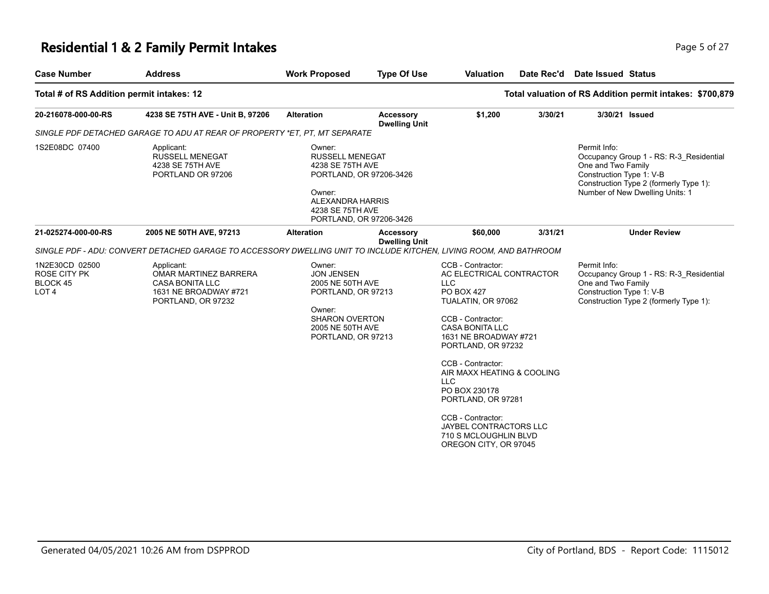# Residential 1 & 2 Family Permit Intakes

| Case Number | Address | Work Proposed | Type Of Use | Valuation | Date Rec'd | Date Issued | Status |
|---|---|---|---|---|---|---|---|
| **Total # of RS Addition permit intakes: 12** | | | | | **Total valuation of RS Addition permit intakes: $700,879** | | |
| **20-216078-000-00-RS** | **4238 SE 75TH AVE - Unit B, 97206** | **Alteration** | **Accessory Dwelling Unit** | **$1,200** | **3/30/21** | **3/30/21** | **Issued** |

*SINGLE PDF DETACHED GARAGE TO ADU AT REAR OF PROPERTY *ET, PT, MT SEPARATE*

1S2E08DC 07400

Applicant:
RUSSELL MENEGAT
4238 SE 75TH AVE
PORTLAND OR 97206

Owner:
RUSSELL MENEGAT
4238 SE 75TH AVE
PORTLAND, OR 97206-3426

Owner:
ALEXANDRA HARRIS
4238 SE 75TH AVE
PORTLAND, OR 97206-3426

Permit Info:
Occupancy Group 1 - RS: R-3_Residential One and Two Family
Construction Type 1: V-B
Construction Type 2 (formerly Type 1):
Number of New Dwelling Units: 1

| Case Number | Address | Work Proposed | Type Of Use | Valuation | Date Rec'd | Date Issued | Status |
|---|---|---|---|---|---|---|---|
| **21-025274-000-00-RS** | **2005 NE 50TH AVE, 97213** | **Alteration** | **Accessory Dwelling Unit** | **$60,000** | **3/31/21** | | **Under Review** |

*SINGLE PDF - ADU: CONVERT DETACHED GARAGE TO ACCESSORY DWELLING UNIT TO INCLUDE KITCHEN, LIVING ROOM, AND BATHROOM*

1N2E30CD 02500
ROSE CITY PK
BLOCK 45
LOT 4

Applicant:
OMAR MARTINEZ BARRERA
CASA BONITA LLC
1631 NE BROADWAY #721
PORTLAND, OR 97232

Owner:
JON JENSEN
2005 NE 50TH AVE
PORTLAND, OR 97213

Owner:
SHARON OVERTON
2005 NE 50TH AVE
PORTLAND, OR 97213

CCB - Contractor:
AC ELECTRICAL CONTRACTOR LLC
PO BOX 427
TUALATIN, OR 97062

CCB - Contractor:
CASA BONITA LLC
1631 NE BROADWAY #721
PORTLAND, OR 97232

CCB - Contractor:
AIR MAXX HEATING & COOLING LLC
PO BOX 230178
PORTLAND, OR 97281

CCB - Contractor:
JAYBEL CONTRACTORS LLC
710 S MCLOUGHLIN BLVD
OREGON CITY, OR 97045

Permit Info:
Occupancy Group 1 - RS: R-3_Residential One and Two Family
Construction Type 1: V-B
Construction Type 2 (formerly Type 1):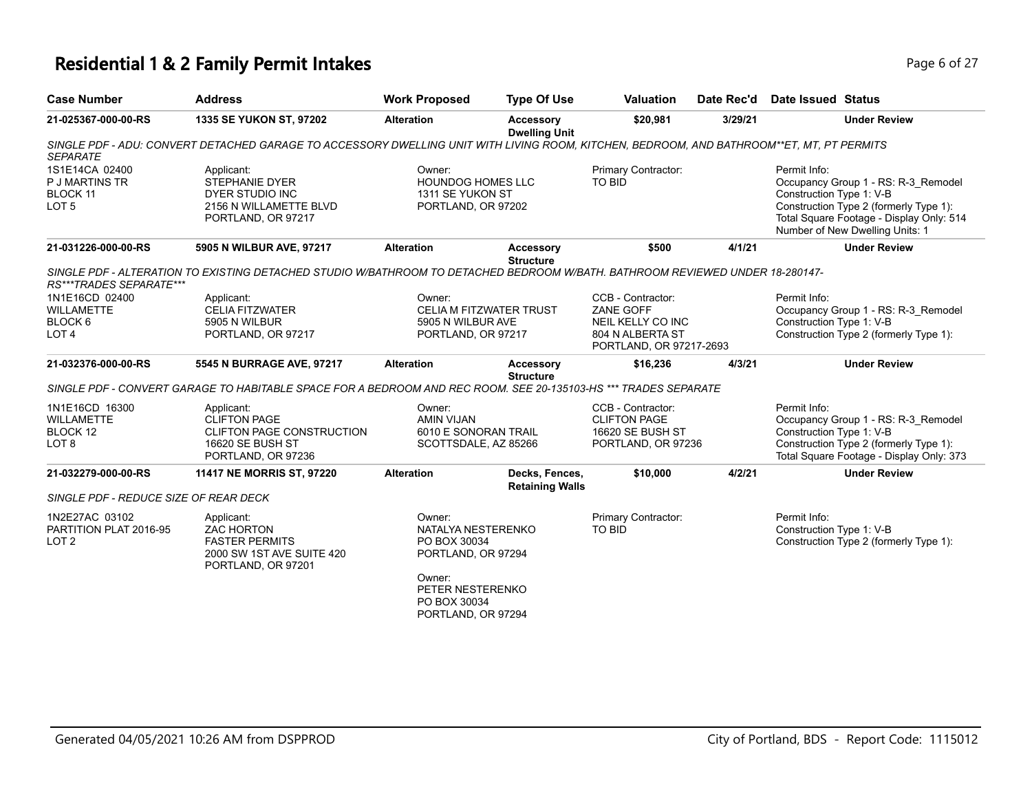# Residential 1 & 2 Family Permit Intakes

| Case Number | Address | Work Proposed | Type Of Use | Valuation | Date Rec'd | Date Issued | Status |
|---|---|---|---|---|---|---|---|
| 21-025367-000-00-RS | 1335 SE YUKON ST, 97202 | Alteration | Accessory Dwelling Unit | $20,981 | 3/29/21 | | Under Review |

*SINGLE PDF - ADU: CONVERT DETACHED GARAGE TO ACCESSORY DWELLING UNIT WITH LIVING ROOM, KITCHEN, BEDROOM, AND BATHROOM**ET, MT, PT PERMITS SEPARATE*

1S1E14CA 02400
P J MARTINS TR
BLOCK 11
LOT 5

Applicant:
STEPHANIE DYER
DYER STUDIO INC
2156 N WILLAMETTE BLVD
PORTLAND, OR 97217

Owner:
HOUNDOG HOMES LLC
1311 SE YUKON ST
PORTLAND, OR 97202

Primary Contractor:
TO BID

Permit Info:
Occupancy Group 1 - RS: R-3_Remodel
Construction Type 1: V-B
Construction Type 2 (formerly Type 1):
Total Square Footage - Display Only: 514
Number of New Dwelling Units: 1

| Case Number | Address | Work Proposed | Type Of Use | Valuation | Date Rec'd | Date Issued | Status |
|---|---|---|---|---|---|---|---|
| 21-031226-000-00-RS | 5905 N WILBUR AVE, 97217 | Alteration | Accessory Structure | $500 | 4/1/21 | | Under Review |

*SINGLE PDF - ALTERATION TO EXISTING DETACHED STUDIO W/BATHROOM TO DETACHED BEDROOM W/BATH. BATHROOM REVIEWED UNDER 18-280147-RS***TRADES SEPARATE****

1N1E16CD 02400
WILLAMETTE
BLOCK 6
LOT 4

Applicant:
CELIA FITZWATER
5905 N WILBUR
PORTLAND, OR 97217

Owner:
CELIA M FITZWATER TRUST
5905 N WILBUR AVE
PORTLAND, OR 97217

CCB - Contractor:
ZANE GOFF
NEIL KELLY CO INC
804 N ALBERTA ST
PORTLAND, OR 97217-2693

Permit Info:
Occupancy Group 1 - RS: R-3_Remodel
Construction Type 1: V-B
Construction Type 2 (formerly Type 1):

| Case Number | Address | Work Proposed | Type Of Use | Valuation | Date Rec'd | Date Issued | Status |
|---|---|---|---|---|---|---|---|
| 21-032376-000-00-RS | 5545 N BURRAGE AVE, 97217 | Alteration | Accessory Structure | $16,236 | 4/3/21 | | Under Review |

*SINGLE PDF - CONVERT GARAGE TO HABITABLE SPACE FOR A BEDROOM AND REC ROOM. SEE 20-135103-HS *** TRADES SEPARATE*

1N1E16CD 16300
WILLAMETTE
BLOCK 12
LOT 8

Applicant:
CLIFTON PAGE
CLIFTON PAGE CONSTRUCTION
16620 SE BUSH ST
PORTLAND, OR 97236

Owner:
AMIN VIJAN
6010 E SONORAN TRAIL
SCOTTSDALE, AZ 85266

CCB - Contractor:
CLIFTON PAGE
16620 SE BUSH ST
PORTLAND, OR 97236

Permit Info:
Occupancy Group 1 - RS: R-3_Remodel
Construction Type 1: V-B
Construction Type 2 (formerly Type 1):
Total Square Footage - Display Only: 373

| Case Number | Address | Work Proposed | Type Of Use | Valuation | Date Rec'd | Date Issued | Status |
|---|---|---|---|---|---|---|---|
| 21-032279-000-00-RS | 11417 NE MORRIS ST, 97220 | Alteration | Decks, Fences, Retaining Walls | $10,000 | 4/2/21 | | Under Review |

*SINGLE PDF - REDUCE SIZE OF REAR DECK*

1N2E27AC 03102
PARTITION PLAT 2016-95
LOT 2

Applicant:
ZAC HORTON
FASTER PERMITS
2000 SW 1ST AVE SUITE 420
PORTLAND, OR 97201

Owner:
NATALYA NESTERENKO
PO BOX 30034
PORTLAND, OR 97294

Owner:
PETER NESTERENKO
PO BOX 30034
PORTLAND, OR 97294

Primary Contractor:
TO BID

Permit Info:
Construction Type 1: V-B
Construction Type 2 (formerly Type 1):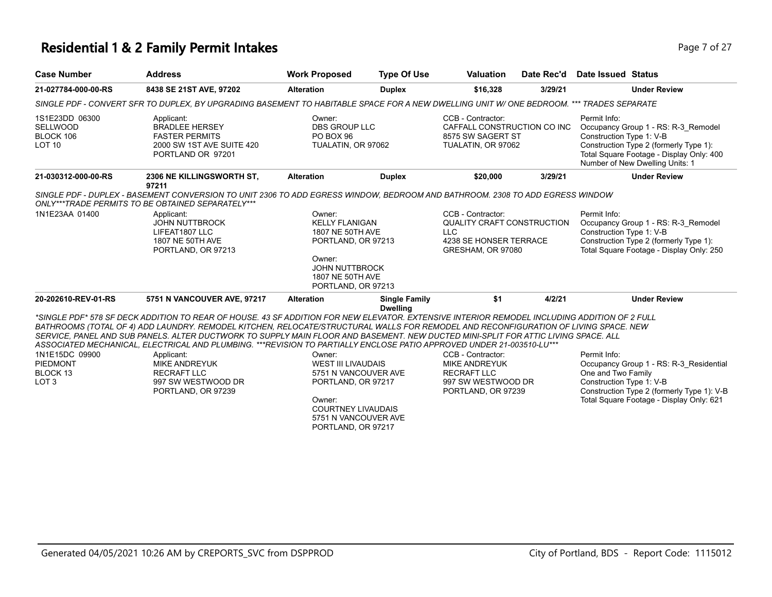# Residential 1 & 2 Family Permit Intakes

| Case Number | Address | Work Proposed | Type Of Use | Valuation | Date Rec'd | Date Issued | Status |
|---|---|---|---|---|---|---|---|
| **21-027784-000-00-RS** | **8438 SE 21ST AVE, 97202** | **Alteration** | **Duplex** | **$16,328** | **3/29/21** | | **Under Review** |

*SINGLE PDF - CONVERT SFR TO DUPLEX, BY UPGRADING BASEMENT TO HABITABLE SPACE FOR A NEW DWELLING UNIT W/ ONE BEDROOM. *** TRADES SEPARATE*

1S1E23DD 06300
SELLWOOD
BLOCK 106
LOT 10

Applicant:
BRADLEE HERSEY
FASTER PERMITS
2000 SW 1ST AVE SUITE 420
PORTLAND OR 97201

Owner:
DBS GROUP LLC
PO BOX 96
TUALATIN, OR 97062

CCB - Contractor:
CAFFALL CONSTRUCTION CO INC
8575 SW SAGERT ST
TUALATIN, OR 97062

Permit Info:
Occupancy Group 1 - RS: R-3_Remodel
Construction Type 1: V-B
Construction Type 2 (formerly Type 1):
Total Square Footage - Display Only: 400
Number of New Dwelling Units: 1

| Case Number | Address | Work Proposed | Type Of Use | Valuation | Date Rec'd | Date Issued | Status |
|---|---|---|---|---|---|---|---|
| **21-030312-000-00-RS** | **2306 NE KILLINGSWORTH ST, 97211** | **Alteration** | **Duplex** | **$20,000** | **3/29/21** | | **Under Review** |

*SINGLE PDF - DUPLEX - BASEMENT CONVERSION TO UNIT 2306 TO ADD EGRESS WINDOW, BEDROOM AND BATHROOM. 2308 TO ADD EGRESS WINDOW ONLY***TRADE PERMITS TO BE OBTAINED SEPARATELY****

1N1E23AA 01400

Applicant:
JOHN NUTTBROCK
LIFEAT1807 LLC
1807 NE 50TH AVE
PORTLAND, OR 97213

Owner:
KELLY FLANIGAN
1807 NE 50TH AVE
PORTLAND, OR 97213

Owner:
JOHN NUTTBROCK
1807 NE 50TH AVE
PORTLAND, OR 97213

CCB - Contractor:
QUALITY CRAFT CONSTRUCTION LLC
4238 SE HONSER TERRACE
GRESHAM, OR 97080

Permit Info:
Occupancy Group 1 - RS: R-3_Remodel
Construction Type 1: V-B
Construction Type 2 (formerly Type 1):
Total Square Footage - Display Only: 250

| Case Number | Address | Work Proposed | Type Of Use | Valuation | Date Rec'd | Date Issued | Status |
|---|---|---|---|---|---|---|---|
| **20-202610-REV-01-RS** | **5751 N VANCOUVER AVE, 97217** | **Alteration** | **Single Family Dwelling** | **$1** | **4/2/21** | | **Under Review** |

**SINGLE PDF* 578 SF DECK ADDITION TO REAR OF HOUSE. 43 SF ADDITION FOR NEW ELEVATOR. EXTENSIVE INTERIOR REMODEL INCLUDING ADDITION OF 2 FULL BATHROOMS (TOTAL OF 4) ADD LAUNDRY. REMODEL KITCHEN, RELOCATE/STRUCTURAL WALLS FOR REMODEL AND RECONFIGURATION OF LIVING SPACE. NEW SERVICE, PANEL AND SUB PANELS. ALTER DUCTWORK TO SUPPLY MAIN FLOOR AND BASEMENT. NEW DUCTED MINI-SPLIT FOR ATTIC LIVING SPACE. ALL ASSOCIATED MECHANICAL, ELECTRICAL AND PLUMBING. ***REVISION TO PARTIALLY ENCLOSE PATIO APPROVED UNDER 21-003510-LU****

1N1E15DC 09900
PIEDMONT
BLOCK 13
LOT 3

Applicant:
MIKE ANDREYUK
RECRAFT LLC
997 SW WESTWOOD DR
PORTLAND, OR 97239

Owner:
WEST III LIVAUDAIS
5751 N VANCOUVER AVE
PORTLAND, OR 97217

Owner:
COURTNEY LIVAUDAIS
5751 N VANCOUVER AVE
PORTLAND, OR 97217

CCB - Contractor:
MIKE ANDREYUK
RECRAFT LLC
997 SW WESTWOOD DR
PORTLAND, OR 97239

Permit Info:
Occupancy Group 1 - RS: R-3_Residential One and Two Family
Construction Type 1: V-B
Construction Type 2 (formerly Type 1): V-B
Total Square Footage - Display Only: 621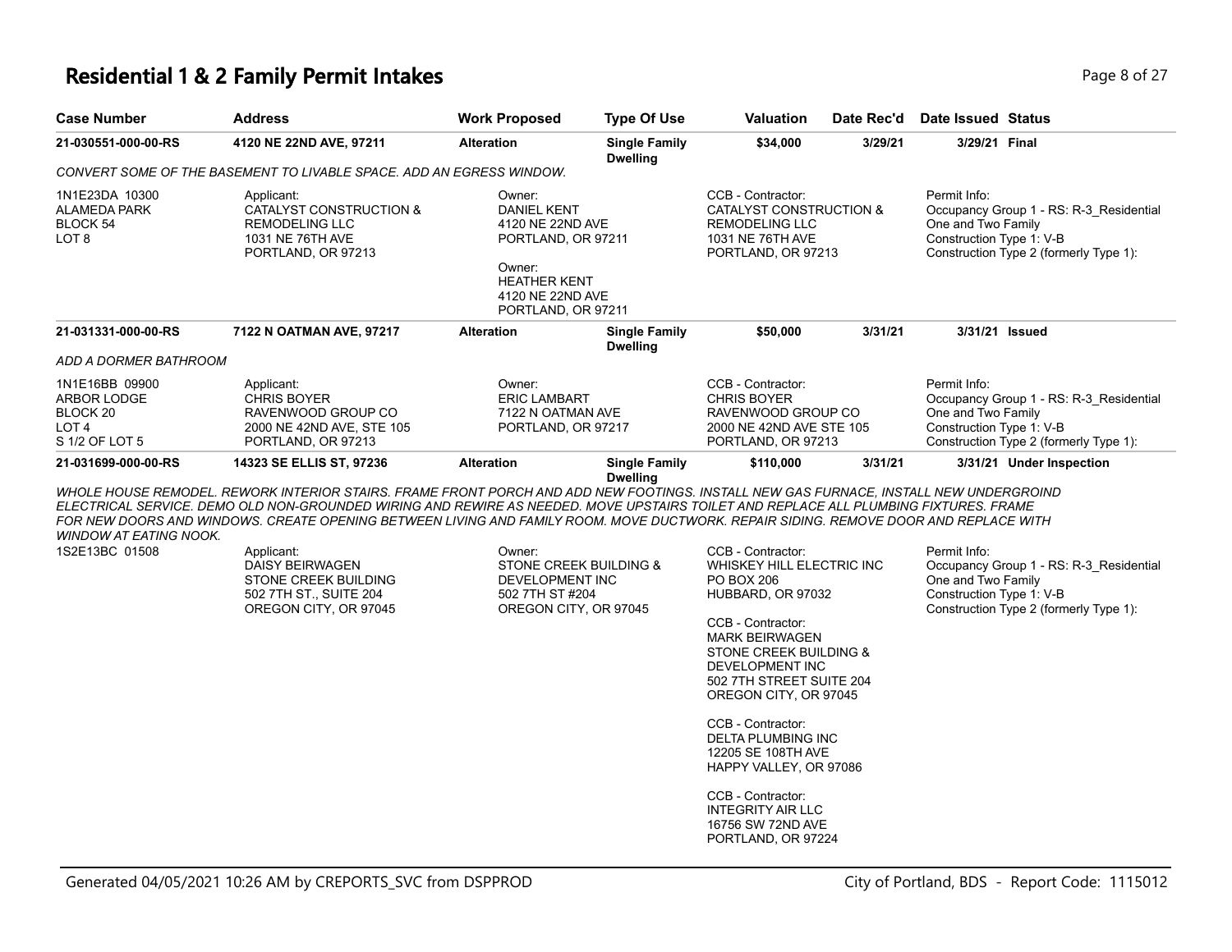# Residential 1 & 2 Family Permit Intakes

| Case Number | Address | Work Proposed | Type Of Use | Valuation | Date Rec'd | Date Issued | Status |
|---|---|---|---|---|---|---|---|
| 21-030551-000-00-RS | 4120 NE 22ND AVE, 97211 | Alteration | Single Family Dwelling | $34,000 | 3/29/21 | 3/29/21 | Final |

*CONVERT SOME OF THE BASEMENT TO LIVABLE SPACE. ADD AN EGRESS WINDOW.*

1N1E23DA 10300
ALAMEDA PARK
BLOCK 54
LOT 8

Applicant:
CATALYST CONSTRUCTION &
REMODELING LLC
1031 NE 76TH AVE
PORTLAND, OR 97213

Owner:
DANIEL KENT
4120 NE 22ND AVE
PORTLAND, OR 97211

Owner:
HEATHER KENT
4120 NE 22ND AVE
PORTLAND, OR 97211

CCB - Contractor:
CATALYST CONSTRUCTION &
REMODELING LLC
1031 NE 76TH AVE
PORTLAND, OR 97213

Permit Info:
Occupancy Group 1 - RS: R-3_Residential One and Two Family
Construction Type 1: V-B
Construction Type 2 (formerly Type 1):

| Case Number | Address | Work Proposed | Type Of Use | Valuation | Date Rec'd | Date Issued | Status |
|---|---|---|---|---|---|---|---|
| 21-031331-000-00-RS | 7122 N OATMAN AVE, 97217 | Alteration | Single Family Dwelling | $50,000 | 3/31/21 | 3/31/21 | Issued |

*ADD A DORMER BATHROOM*

1N1E16BB 09900
ARBOR LODGE
BLOCK 20
LOT 4
S 1/2 OF LOT 5

Applicant:
CHRIS BOYER
RAVENWOOD GROUP CO
2000 NE 42ND AVE, STE 105
PORTLAND, OR 97213

Owner:
ERIC LAMBART
7122 N OATMAN AVE
PORTLAND, OR 97217

CCB - Contractor:
CHRIS BOYER
RAVENWOOD GROUP CO
2000 NE 42ND AVE STE 105
PORTLAND, OR 97213

Permit Info:
Occupancy Group 1 - RS: R-3_Residential One and Two Family
Construction Type 1: V-B
Construction Type 2 (formerly Type 1):

| Case Number | Address | Work Proposed | Type Of Use | Valuation | Date Rec'd | Date Issued | Status |
|---|---|---|---|---|---|---|---|
| 21-031699-000-00-RS | 14323 SE ELLIS ST, 97236 | Alteration | Single Family Dwelling | $110,000 | 3/31/21 | 3/31/21 | Under Inspection |

*WHOLE HOUSE REMODEL. REWORK INTERIOR STAIRS. FRAME FRONT PORCH AND ADD NEW FOOTINGS. INSTALL NEW GAS FURNACE, INSTALL NEW UNDERGROIND ELECTRICAL SERVICE. DEMO OLD NON-GROUNDED WIRING AND REWIRE AS NEEDED. MOVE UPSTAIRS TOILET AND REPLACE ALL PLUMBING FIXTURES. FRAME FOR NEW DOORS AND WINDOWS. CREATE OPENING BETWEEN LIVING AND FAMILY ROOM. MOVE DUCTWORK. REPAIR SIDING. REMOVE DOOR AND REPLACE WITH WINDOW AT EATING NOOK.*

1S2E13BC 01508

Applicant:
DAISY BEIRWAGEN
STONE CREEK BUILDING
502 7TH ST., SUITE 204
OREGON CITY, OR 97045

Owner:
STONE CREEK BUILDING &
DEVELOPMENT INC
502 7TH ST #204
OREGON CITY, OR 97045

CCB - Contractor:
WHISKEY HILL ELECTRIC INC
PO BOX 206
HUBBARD, OR 97032

CCB - Contractor:
MARK BEIRWAGEN
STONE CREEK BUILDING &
DEVELOPMENT INC
502 7TH STREET SUITE 204
OREGON CITY, OR 97045

CCB - Contractor:
DELTA PLUMBING INC
12205 SE 108TH AVE
HAPPY VALLEY, OR 97086

CCB - Contractor:
INTEGRITY AIR LLC
16756 SW 72ND AVE
PORTLAND, OR 97224

Permit Info:
Occupancy Group 1 - RS: R-3_Residential One and Two Family
Construction Type 1: V-B
Construction Type 2 (formerly Type 1):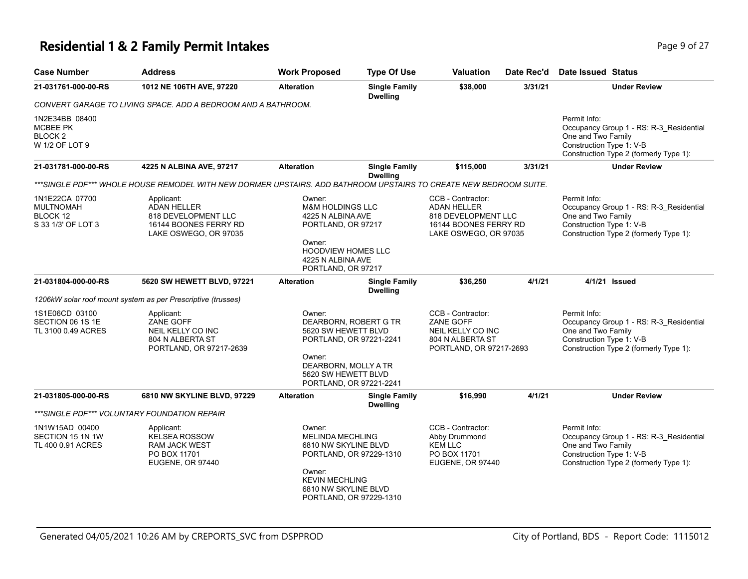# Residential 1 & 2 Family Permit Intakes

| Case Number | Address | Work Proposed | Type Of Use | Valuation | Date Rec'd | Date Issued | Status |
|---|---|---|---|---|---|---|---|
| **21-031761-000-00-RS** | **1012 NE 106TH AVE, 97220** | **Alteration** | **Single Family Dwelling** | **$38,000** | **3/31/21** | | **Under Review** |

*CONVERT GARAGE TO LIVING SPACE. ADD A BEDROOM AND A BATHROOM.*

1N2E34BB 08400
MCBEE PK
BLOCK 2
W 1/2 OF LOT 9

Permit Info:
Occupancy Group 1 - RS: R-3_Residential One and Two Family
Construction Type 1: V-B
Construction Type 2 (formerly Type 1):

| Case Number | Address | Work Proposed | Type Of Use | Valuation | Date Rec'd | Date Issued | Status |
|---|---|---|---|---|---|---|---|
| **21-031781-000-00-RS** | **4225 N ALBINA AVE, 97217** | **Alteration** | **Single Family Dwelling** | **$115,000** | **3/31/21** | | **Under Review** |

*\*\*\*SINGLE PDF\*\*\* WHOLE HOUSE REMODEL WITH NEW DORMER UPSTAIRS. ADD BATHROOM UPSTAIRS TO CREATE NEW BEDROOM SUITE.*

1N1E22CA 07700
MULTNOMAH
BLOCK 12
S 33 1/3' OF LOT 3

Applicant:
ADAN HELLER
818 DEVELOPMENT LLC
16144 BOONES FERRY RD
LAKE OSWEGO, OR 97035

Owner:
M&M HOLDINGS LLC
4225 N ALBINA AVE
PORTLAND, OR 97217

Owner:
HOODVIEW HOMES LLC
4225 N ALBINA AVE
PORTLAND, OR 97217

CCB - Contractor:
ADAN HELLER
818 DEVELOPMENT LLC
16144 BOONES FERRY RD
LAKE OSWEGO, OR 97035

Permit Info:
Occupancy Group 1 - RS: R-3_Residential One and Two Family
Construction Type 1: V-B
Construction Type 2 (formerly Type 1):

| Case Number | Address | Work Proposed | Type Of Use | Valuation | Date Rec'd | Date Issued | Status |
|---|---|---|---|---|---|---|---|
| **21-031804-000-00-RS** | **5620 SW HEWETT BLVD, 97221** | **Alteration** | **Single Family Dwelling** | **$36,250** | **4/1/21** | **4/1/21** | **Issued** |

*1206kW solar roof mount system as per Prescriptive (trusses)*

1S1E06CD 03100
SECTION 06 1S 1E
TL 3100 0.49 ACRES

Applicant:
ZANE GOFF
NEIL KELLY CO INC
804 N ALBERTA ST
PORTLAND, OR 97217-2639

Owner:
DEARBORN, ROBERT G TR
5620 SW HEWETT BLVD
PORTLAND, OR 97221-2241

Owner:
DEARBORN, MOLLY A TR
5620 SW HEWETT BLVD
PORTLAND, OR 97221-2241

CCB - Contractor:
ZANE GOFF
NEIL KELLY CO INC
804 N ALBERTA ST
PORTLAND, OR 97217-2693

Permit Info:
Occupancy Group 1 - RS: R-3_Residential One and Two Family
Construction Type 1: V-B
Construction Type 2 (formerly Type 1):

| Case Number | Address | Work Proposed | Type Of Use | Valuation | Date Rec'd | Date Issued | Status |
|---|---|---|---|---|---|---|---|
| **21-031805-000-00-RS** | **6810 NW SKYLINE BLVD, 97229** | **Alteration** | **Single Family Dwelling** | **$16,990** | **4/1/21** | | **Under Review** |

*\*\*\*SINGLE PDF\*\*\* VOLUNTARY FOUNDATION REPAIR*

1N1W15AD 00400
SECTION 15 1N 1W
TL 400 0.91 ACRES

Applicant:
KELSEA ROSSOW
RAM JACK WEST
PO BOX 11701
EUGENE, OR 97440

Owner:
MELINDA MECHLING
6810 NW SKYLINE BLVD
PORTLAND, OR 97229-1310

Owner:
KEVIN MECHLING
6810 NW SKYLINE BLVD
PORTLAND, OR 97229-1310

CCB - Contractor:
Abby Drummond
KEM LLC
PO BOX 11701
EUGENE, OR 97440

Permit Info:
Occupancy Group 1 - RS: R-3_Residential One and Two Family
Construction Type 1: V-B
Construction Type 2 (formerly Type 1):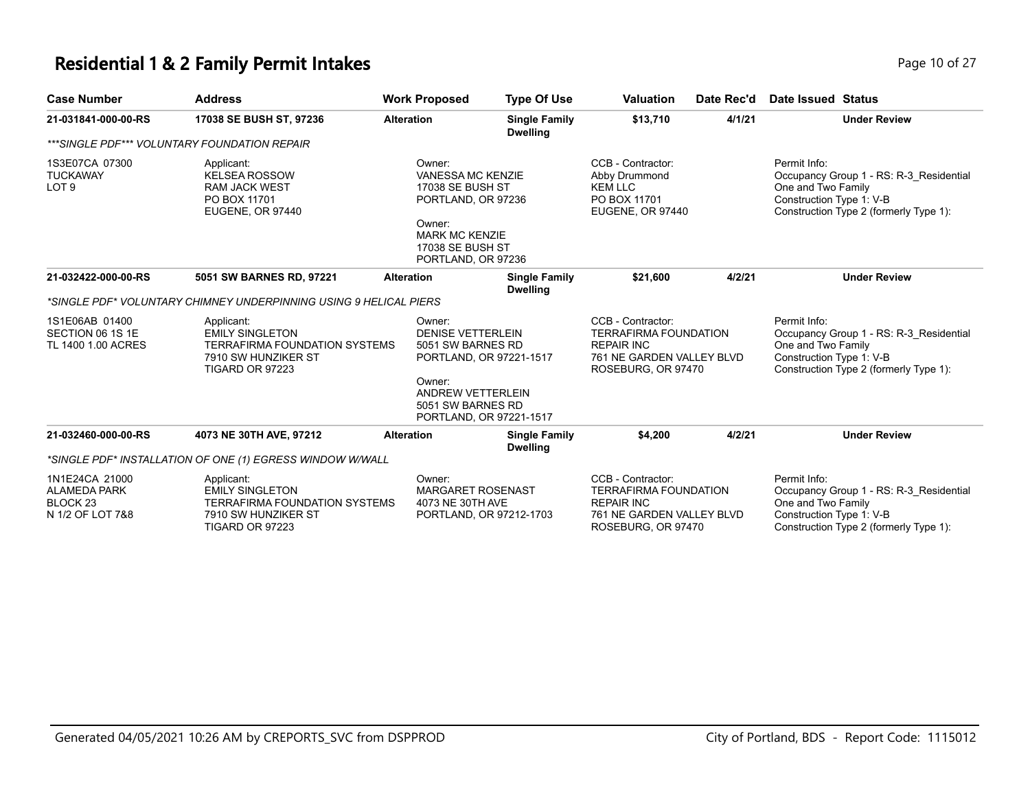# Residential 1 & 2 Family Permit Intakes

| Case Number | Address | Work Proposed | Type Of Use | Valuation | Date Rec'd | Date Issued | Status |
|---|---|---|---|---|---|---|---|
| **21-031841-000-00-RS** | **17038 SE BUSH ST, 97236** | **Alteration** | **Single Family Dwelling** | **$13,710** | **4/1/21** | | **Under Review** |

*\*\*\*SINGLE PDF\*\*\* VOLUNTARY FOUNDATION REPAIR*

1S3E07CA 07300
TUCKAWAY
LOT 9

Applicant:
KELSEA ROSSOW
RAM JACK WEST
PO BOX 11701
EUGENE, OR 97440

Owner:
VANESSA MC KENZIE
17038 SE BUSH ST
PORTLAND, OR 97236

Owner:
MARK MC KENZIE
17038 SE BUSH ST
PORTLAND, OR 97236

CCB - Contractor:
Abby Drummond
KEM LLC
PO BOX 11701
EUGENE, OR 97440

Permit Info:
Occupancy Group 1 - RS: R-3_Residential One and Two Family
Construction Type 1: V-B
Construction Type 2 (formerly Type 1):

| Case Number | Address | Work Proposed | Type Of Use | Valuation | Date Rec'd | Date Issued | Status |
|---|---|---|---|---|---|---|---|
| **21-032422-000-00-RS** | **5051 SW BARNES RD, 97221** | **Alteration** | **Single Family Dwelling** | **$21,600** | **4/2/21** | | **Under Review** |

*\*SINGLE PDF\* VOLUNTARY CHIMNEY UNDERPINNING USING 9 HELICAL PIERS*

1S1E06AB 01400
SECTION 06 1S 1E
TL 1400 1.00 ACRES

Applicant:
EMILY SINGLETON
TERRAFIRMA FOUNDATION SYSTEMS
7910 SW HUNZIKER ST
TIGARD OR 97223

Owner:
DENISE VETTERLEIN
5051 SW BARNES RD
PORTLAND, OR 97221-1517

Owner:
ANDREW VETTERLEIN
5051 SW BARNES RD
PORTLAND, OR 97221-1517

CCB - Contractor:
TERRAFIRMA FOUNDATION REPAIR INC
761 NE GARDEN VALLEY BLVD
ROSEBURG, OR 97470

Permit Info:
Occupancy Group 1 - RS: R-3_Residential One and Two Family
Construction Type 1: V-B
Construction Type 2 (formerly Type 1):

| Case Number | Address | Work Proposed | Type Of Use | Valuation | Date Rec'd | Date Issued | Status |
|---|---|---|---|---|---|---|---|
| **21-032460-000-00-RS** | **4073 NE 30TH AVE, 97212** | **Alteration** | **Single Family Dwelling** | **$4,200** | **4/2/21** | | **Under Review** |

*\*SINGLE PDF\* INSTALLATION OF ONE (1) EGRESS WINDOW W/WALL*

1N1E24CA 21000
ALAMEDA PARK
BLOCK 23
N 1/2 OF LOT 7&8

Applicant:
EMILY SINGLETON
TERRAFIRMA FOUNDATION SYSTEMS
7910 SW HUNZIKER ST
TIGARD OR 97223

Owner:
MARGARET ROSENAST
4073 NE 30TH AVE
PORTLAND, OR 97212-1703

CCB - Contractor:
TERRAFIRMA FOUNDATION REPAIR INC
761 NE GARDEN VALLEY BLVD
ROSEBURG, OR 97470

Permit Info:
Occupancy Group 1 - RS: R-3_Residential One and Two Family
Construction Type 1: V-B
Construction Type 2 (formerly Type 1):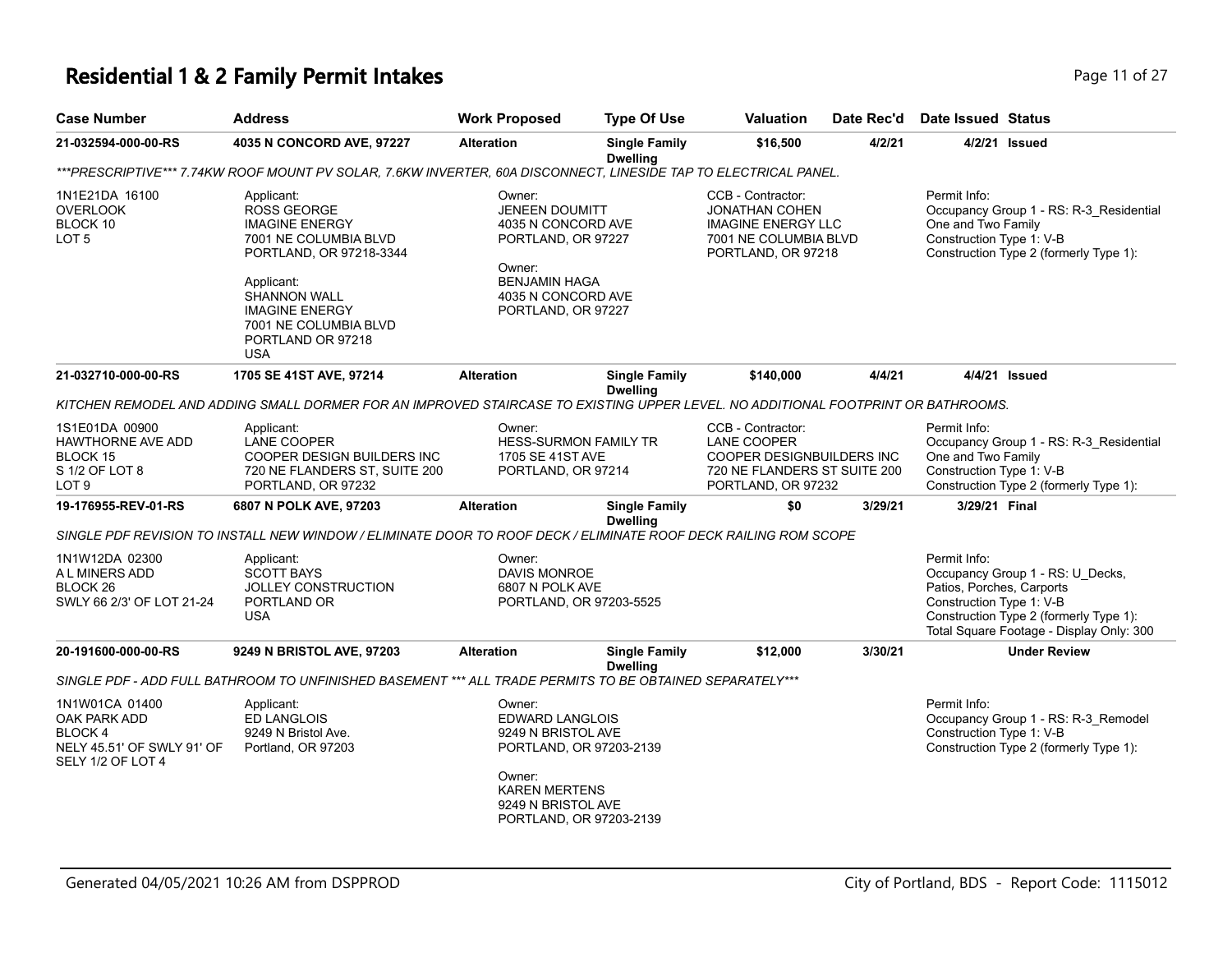# Residential 1 & 2 Family Permit Intakes

| Case Number | Address | Work Proposed | Type Of Use | Valuation | Date Rec'd | Date Issued | Status |
|---|---|---|---|---|---|---|---|
| 21-032594-000-00-RS | 4035 N CONCORD AVE, 97227 | Alteration | Single Family Dwelling | $16,500 | 4/2/21 | 4/2/21 | Issued |

***PRESCRIPTIVE*** 7.74KW ROOF MOUNT PV SOLAR, 7.6KW INVERTER, 60A DISCONNECT, LINESIDE TAP TO ELECTRICAL PANEL.

1N1E21DA 16100
OVERLOOK
BLOCK 10
LOT 5

Applicant:
ROSS GEORGE
IMAGINE ENERGY
7001 NE COLUMBIA BLVD
PORTLAND, OR 97218-3344

Applicant:
SHANNON WALL
IMAGINE ENERGY
7001 NE COLUMBIA BLVD
PORTLAND OR 97218
USA

Owner:
JENEEN DOUMITT
4035 N CONCORD AVE
PORTLAND, OR 97227

Owner:
BENJAMIN HAGA
4035 N CONCORD AVE
PORTLAND, OR 97227

CCB - Contractor:
JONATHAN COHEN
IMAGINE ENERGY LLC
7001 NE COLUMBIA BLVD
PORTLAND, OR 97218

Permit Info:
Occupancy Group 1 - RS: R-3_Residential One and Two Family
Construction Type 1: V-B
Construction Type 2 (formerly Type 1):

| Case Number | Address | Work Proposed | Type Of Use | Valuation | Date Rec'd | Date Issued | Status |
|---|---|---|---|---|---|---|---|
| 21-032710-000-00-RS | 1705 SE 41ST AVE, 97214 | Alteration | Single Family Dwelling | $140,000 | 4/4/21 | 4/4/21 | Issued |

KITCHEN REMODEL AND ADDING SMALL DORMER FOR AN IMPROVED STAIRCASE TO EXISTING UPPER LEVEL. NO ADDITIONAL FOOTPRINT OR BATHROOMS.

1S1E01DA 00900
HAWTHORNE AVE ADD
BLOCK 15
S 1/2 OF LOT 8
LOT 9

Applicant:
LANE COOPER
COOPER DESIGN BUILDERS INC
720 NE FLANDERS ST, SUITE 200
PORTLAND, OR 97232

Owner:
HESS-SURMON FAMILY TR
1705 SE 41ST AVE
PORTLAND, OR 97214

CCB - Contractor:
LANE COOPER
COOPER DESIGNBUILDERS INC
720 NE FLANDERS ST SUITE 200
PORTLAND, OR 97232

Permit Info:
Occupancy Group 1 - RS: R-3_Residential One and Two Family
Construction Type 1: V-B
Construction Type 2 (formerly Type 1):

| Case Number | Address | Work Proposed | Type Of Use | Valuation | Date Rec'd | Date Issued | Status |
|---|---|---|---|---|---|---|---|
| 19-176955-REV-01-RS | 6807 N POLK AVE, 97203 | Alteration | Single Family Dwelling | $0 | 3/29/21 | 3/29/21 | Final |

SINGLE PDF REVISION TO INSTALL NEW WINDOW / ELIMINATE DOOR TO ROOF DECK / ELIMINATE ROOF DECK RAILING ROM SCOPE

1N1W12DA 02300
A L MINERS ADD
BLOCK 26
SWLY 66 2/3' OF LOT 21-24

Applicant:
SCOTT BAYS
JOLLEY CONSTRUCTION
PORTLAND OR
USA

Owner:
DAVIS MONROE
6807 N POLK AVE
PORTLAND, OR 97203-5525

Permit Info:
Occupancy Group 1 - RS: U_Decks, Patios, Porches, Carports
Construction Type 1: V-B
Construction Type 2 (formerly Type 1):
Total Square Footage - Display Only: 300

| Case Number | Address | Work Proposed | Type Of Use | Valuation | Date Rec'd | Date Issued | Status |
|---|---|---|---|---|---|---|---|
| 20-191600-000-00-RS | 9249 N BRISTOL AVE, 97203 | Alteration | Single Family Dwelling | $12,000 | 3/30/21 | | Under Review |

SINGLE PDF - ADD FULL BATHROOM TO UNFINISHED BASEMENT *** ALL TRADE PERMITS TO BE OBTAINED SEPARATELY***

1N1W01CA 01400
OAK PARK ADD
BLOCK 4
NELY 45.51' OF SWLY 91' OF SELY 1/2 OF LOT 4

Applicant:
ED LANGLOIS
9249 N Bristol Ave.
Portland, OR 97203

Owner:
EDWARD LANGLOIS
9249 N BRISTOL AVE
PORTLAND, OR 97203-2139

Owner:
KAREN MERTENS
9249 N BRISTOL AVE
PORTLAND, OR 97203-2139

Permit Info:
Occupancy Group 1 - RS: R-3_Remodel
Construction Type 1: V-B
Construction Type 2 (formerly Type 1):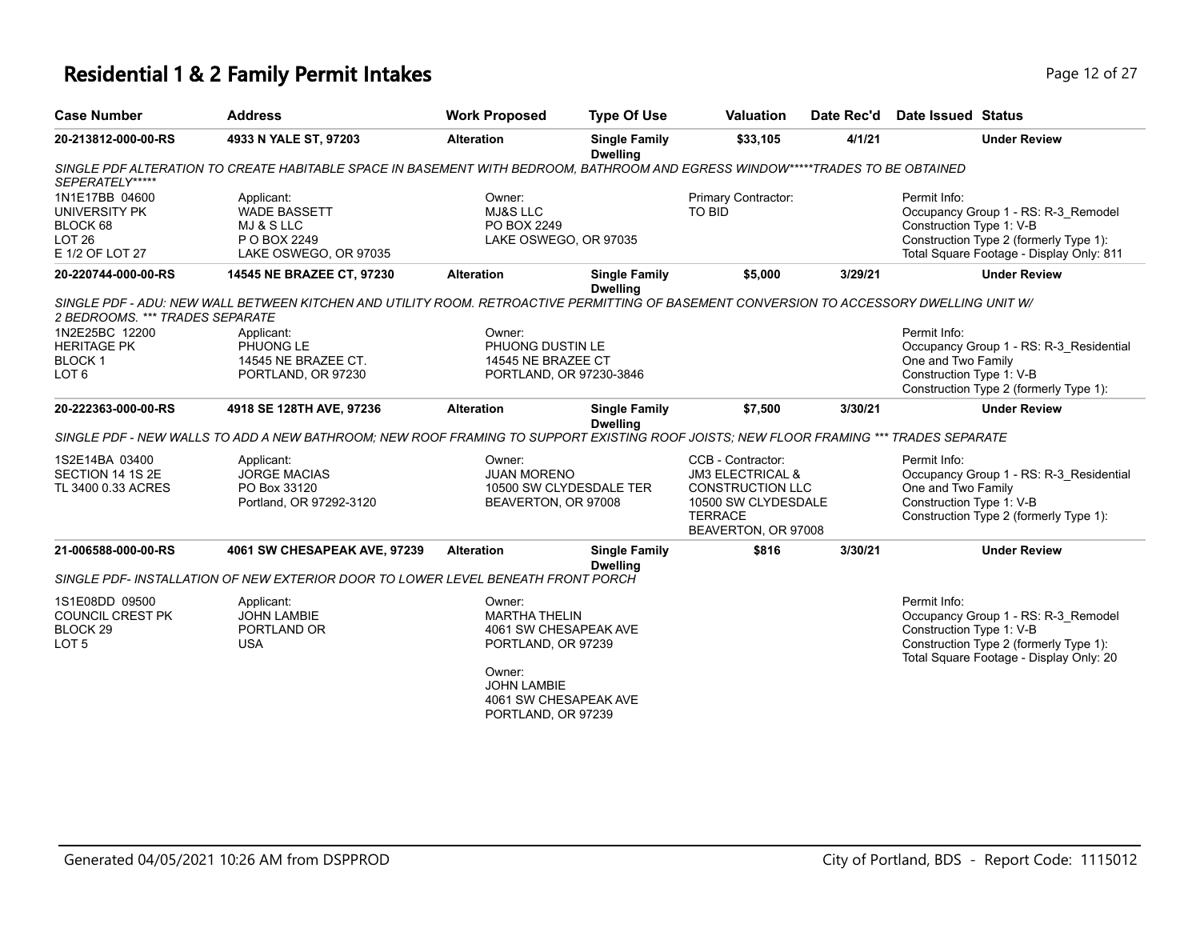# Residential 1 & 2 Family Permit Intakes

| Case Number | Address | Work Proposed | Type Of Use | Valuation | Date Rec'd | Date Issued | Status |
|---|---|---|---|---|---|---|---|
| **20-213812-000-00-RS** | **4933 N YALE ST, 97203** | **Alteration** | **Single Family Dwelling** | **$33,105** | **4/1/21** | | **Under Review** |

*SINGLE PDF ALTERATION TO CREATE HABITABLE SPACE IN BASEMENT WITH BEDROOM, BATHROOM AND EGRESS WINDOW*****TRADES TO BE OBTAINED SEPERATELY******

1N1E17BB 04600
UNIVERSITY PK
BLOCK 68
LOT 26
E 1/2 OF LOT 27

Applicant:
WADE BASSETT
MJ & S LLC
P O BOX 2249
LAKE OSWEGO, OR 97035

Owner:
MJ&S LLC
PO BOX 2249
LAKE OSWEGO, OR 97035

Primary Contractor:
TO BID

Permit Info:
Occupancy Group 1 - RS: R-3_Remodel
Construction Type 1: V-B
Construction Type 2 (formerly Type 1):
Total Square Footage - Display Only: 811

| Case Number | Address | Work Proposed | Type Of Use | Valuation | Date Rec'd | Date Issued | Status |
|---|---|---|---|---|---|---|---|
| **20-220744-000-00-RS** | **14545 NE BRAZEE CT, 97230** | **Alteration** | **Single Family Dwelling** | **$5,000** | **3/29/21** | | **Under Review** |

*SINGLE PDF - ADU: NEW WALL BETWEEN KITCHEN AND UTILITY ROOM. RETROACTIVE PERMITTING OF BASEMENT CONVERSION TO ACCESSORY DWELLING UNIT W/ 2 BEDROOMS. *** TRADES SEPARATE*

1N2E25BC 12200
HERITAGE PK
BLOCK 1
LOT 6

Applicant:
PHUONG LE
14545 NE BRAZEE CT.
PORTLAND, OR 97230

Owner:
PHUONG DUSTIN LE
14545 NE BRAZEE CT
PORTLAND, OR 97230-3846

Permit Info:
Occupancy Group 1 - RS: R-3_Residential One and Two Family
Construction Type 1: V-B
Construction Type 2 (formerly Type 1):

| Case Number | Address | Work Proposed | Type Of Use | Valuation | Date Rec'd | Date Issued | Status |
|---|---|---|---|---|---|---|---|
| **20-222363-000-00-RS** | **4918 SE 128TH AVE, 97236** | **Alteration** | **Single Family Dwelling** | **$7,500** | **3/30/21** | | **Under Review** |

*SINGLE PDF - NEW WALLS TO ADD A NEW BATHROOM; NEW ROOF FRAMING TO SUPPORT EXISTING ROOF JOISTS; NEW FLOOR FRAMING *** TRADES SEPARATE*

1S2E14BA 03400
SECTION 14 1S 2E
TL 3400 0.33 ACRES

Applicant:
JORGE MACIAS
PO Box 33120
Portland, OR 97292-3120

Owner:
JUAN MORENO
10500 SW CLYDESDALE TER
BEAVERTON, OR 97008

CCB - Contractor:
JM3 ELECTRICAL & CONSTRUCTION LLC
10500 SW CLYDESDALE TERRACE
BEAVERTON, OR 97008

Permit Info:
Occupancy Group 1 - RS: R-3_Residential One and Two Family
Construction Type 1: V-B
Construction Type 2 (formerly Type 1):

| Case Number | Address | Work Proposed | Type Of Use | Valuation | Date Rec'd | Date Issued | Status |
|---|---|---|---|---|---|---|---|
| **21-006588-000-00-RS** | **4061 SW CHESAPEAK AVE, 97239** | **Alteration** | **Single Family Dwelling** | **$816** | **3/30/21** | | **Under Review** |

*SINGLE PDF- INSTALLATION OF NEW EXTERIOR DOOR TO LOWER LEVEL BENEATH FRONT PORCH*

1S1E08DD 09500
COUNCIL CREST PK
BLOCK 29
LOT 5

Applicant:
JOHN LAMBIE
PORTLAND OR
USA

Owner:
MARTHA THELIN
4061 SW CHESAPEAK AVE
PORTLAND, OR 97239

Owner:
JOHN LAMBIE
4061 SW CHESAPEAK AVE
PORTLAND, OR 97239

Permit Info:
Occupancy Group 1 - RS: R-3_Remodel
Construction Type 1: V-B
Construction Type 2 (formerly Type 1):
Total Square Footage - Display Only: 20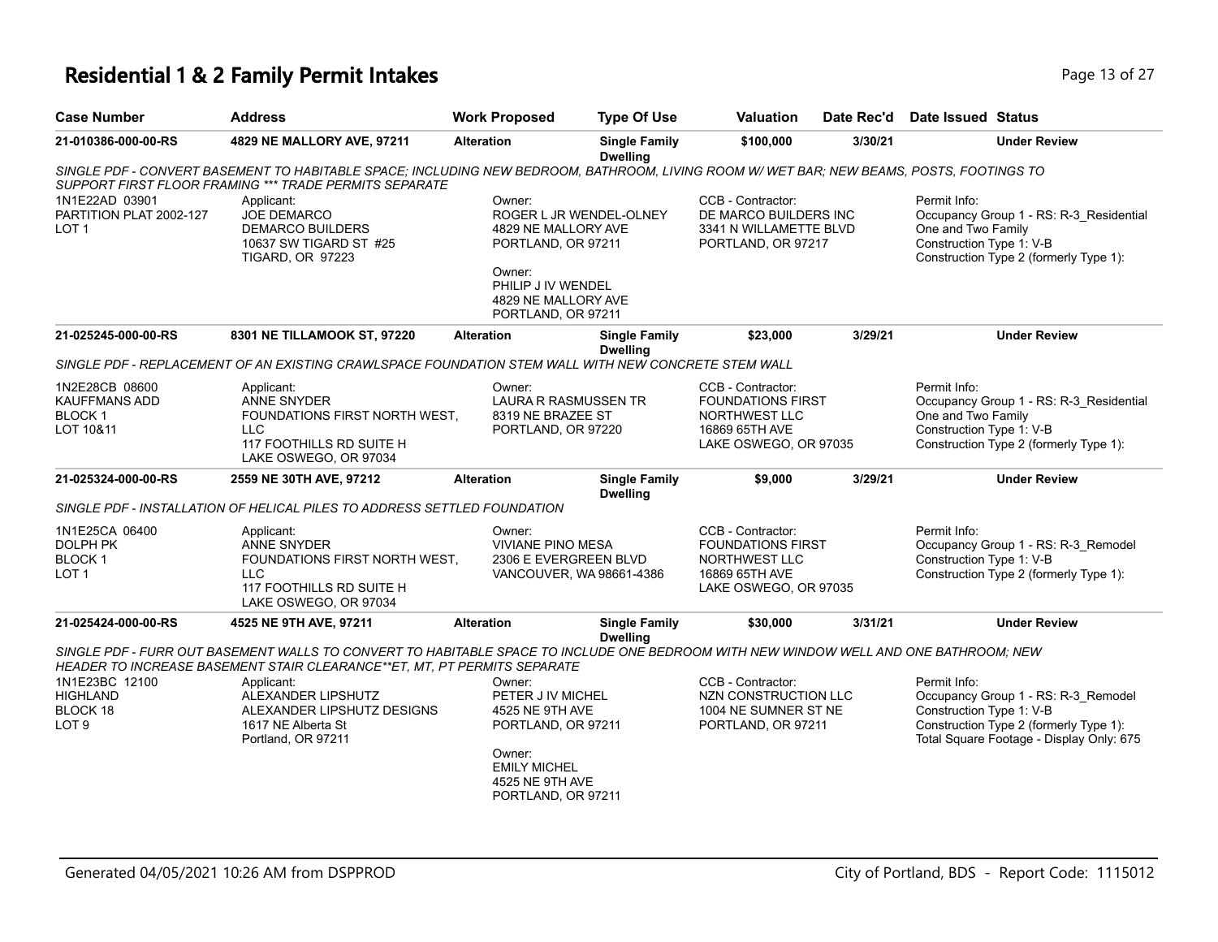# Residential 1 & 2 Family Permit Intakes

| Case Number | Address | Work Proposed | Type Of Use | Valuation | Date Rec'd | Date Issued | Status |
|---|---|---|---|---|---|---|---|
| 21-010386-000-00-RS | 4829 NE MALLORY AVE, 97211 | Alteration | Single Family Dwelling | $100,000 | 3/30/21 | | Under Review |

*SINGLE PDF - CONVERT BASEMENT TO HABITABLE SPACE; INCLUDING NEW BEDROOM, BATHROOM, LIVING ROOM W/ WET BAR; NEW BEAMS, POSTS, FOOTINGS TO SUPPORT FIRST FLOOR FRAMING *** TRADE PERMITS SEPARATE*

1N1E22AD 03901
PARTITION PLAT 2002-127
LOT 1

Applicant:
JOE DEMARCO
DEMARCO BUILDERS
10637 SW TIGARD ST #25
TIGARD, OR 97223

Owner:
ROGER L JR WENDEL-OLNEY
4829 NE MALLORY AVE
PORTLAND, OR 97211

Owner:
PHILIP J IV WENDEL
4829 NE MALLORY AVE
PORTLAND, OR 97211

CCB - Contractor:
DE MARCO BUILDERS INC
3341 N WILLAMETTE BLVD
PORTLAND, OR 97217

Permit Info:
Occupancy Group 1 - RS: R-3_Residential One and Two Family
Construction Type 1: V-B
Construction Type 2 (formerly Type 1):

| Case Number | Address | Work Proposed | Type Of Use | Valuation | Date Rec'd | Date Issued | Status |
|---|---|---|---|---|---|---|---|
| 21-025245-000-00-RS | 8301 NE TILLAMOOK ST, 97220 | Alteration | Single Family Dwelling | $23,000 | 3/29/21 | | Under Review |

*SINGLE PDF - REPLACEMENT OF AN EXISTING CRAWLSPACE FOUNDATION STEM WALL WITH NEW CONCRETE STEM WALL*

1N2E28CB 08600
KAUFFMANS ADD
BLOCK 1
LOT 10&11

Applicant:
ANNE SNYDER
FOUNDATIONS FIRST NORTH WEST, LLC
117 FOOTHILLS RD SUITE H
LAKE OSWEGO, OR 97034

Owner:
LAURA R RASMUSSEN TR
8319 NE BRAZEE ST
PORTLAND, OR 97220

CCB - Contractor:
FOUNDATIONS FIRST NORTHWEST LLC
16869 65TH AVE
LAKE OSWEGO, OR 97035

Permit Info:
Occupancy Group 1 - RS: R-3_Residential One and Two Family
Construction Type 1: V-B
Construction Type 2 (formerly Type 1):

| Case Number | Address | Work Proposed | Type Of Use | Valuation | Date Rec'd | Date Issued | Status |
|---|---|---|---|---|---|---|---|
| 21-025324-000-00-RS | 2559 NE 30TH AVE, 97212 | Alteration | Single Family Dwelling | $9,000 | 3/29/21 | | Under Review |

*SINGLE PDF - INSTALLATION OF HELICAL PILES TO ADDRESS SETTLED FOUNDATION*

1N1E25CA 06400
DOLPH PK
BLOCK 1
LOT 1

Applicant:
ANNE SNYDER
FOUNDATIONS FIRST NORTH WEST, LLC
117 FOOTHILLS RD SUITE H
LAKE OSWEGO, OR 97034

Owner:
VIVIANE PINO MESA
2306 E EVERGREEN BLVD
VANCOUVER, WA 98661-4386

CCB - Contractor:
FOUNDATIONS FIRST NORTHWEST LLC
16869 65TH AVE
LAKE OSWEGO, OR 97035

Permit Info:
Occupancy Group 1 - RS: R-3_Remodel
Construction Type 1: V-B
Construction Type 2 (formerly Type 1):

| Case Number | Address | Work Proposed | Type Of Use | Valuation | Date Rec'd | Date Issued | Status |
|---|---|---|---|---|---|---|---|
| 21-025424-000-00-RS | 4525 NE 9TH AVE, 97211 | Alteration | Single Family Dwelling | $30,000 | 3/31/21 | | Under Review |

*SINGLE PDF - FURR OUT BASEMENT WALLS TO CONVERT TO HABITABLE SPACE TO INCLUDE ONE BEDROOM WITH NEW WINDOW WELL AND ONE BATHROOM; NEW HEADER TO INCREASE BASEMENT STAIR CLEARANCE**ET, MT, PT PERMITS SEPARATE*

1N1E23BC 12100
HIGHLAND
BLOCK 18
LOT 9

Applicant:
ALEXANDER LIPSHUTZ
ALEXANDER LIPSHUTZ DESIGNS
1617 NE Alberta St
Portland, OR 97211

Owner:
PETER J IV MICHEL
4525 NE 9TH AVE
PORTLAND, OR 97211

Owner:
EMILY MICHEL
4525 NE 9TH AVE
PORTLAND, OR 97211

CCB - Contractor:
NZN CONSTRUCTION LLC
1004 NE SUMNER ST NE
PORTLAND, OR 97211

Permit Info:
Occupancy Group 1 - RS: R-3_Remodel
Construction Type 1: V-B
Construction Type 2 (formerly Type 1):
Total Square Footage - Display Only: 675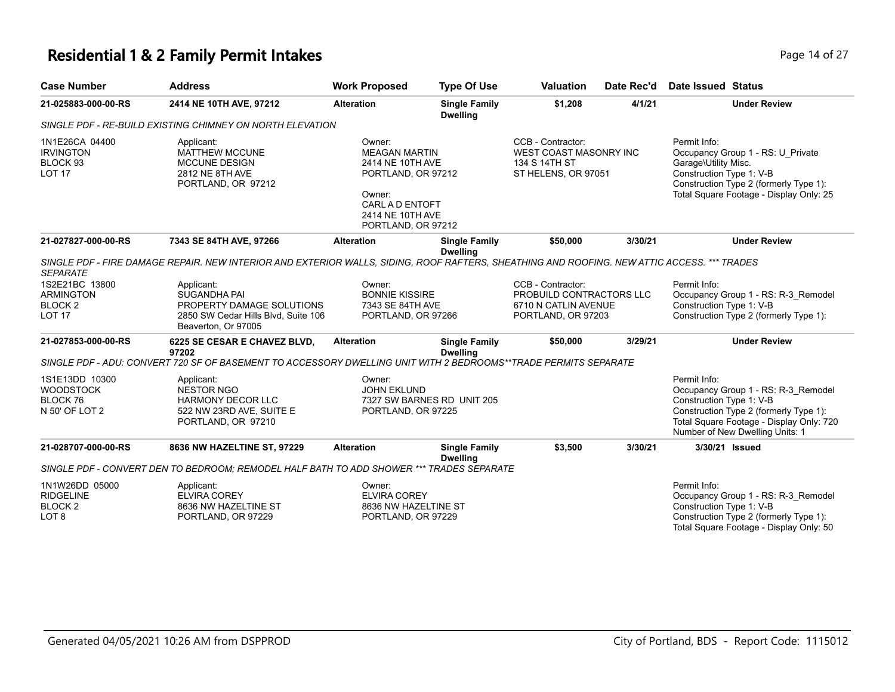# Residential 1 & 2 Family Permit Intakes

| Case Number | Address | Work Proposed | Type Of Use | Valuation | Date Rec'd | Date Issued | Status |
|---|---|---|---|---|---|---|---|
| **21-025883-000-00-RS** | **2414 NE 10TH AVE, 97212** | **Alteration** | **Single Family Dwelling** | **$1,208** | **4/1/21** | | **Under Review** |

*SINGLE PDF - RE-BUILD EXISTING CHIMNEY ON NORTH ELEVATION*

1N1E26CA 04400
IRVINGTON
BLOCK 93
LOT 17

Applicant:
MATTHEW MCCUNE
MCCUNE DESIGN
2812 NE 8TH AVE
PORTLAND, OR 97212

Owner:
MEAGAN MARTIN
2414 NE 10TH AVE
PORTLAND, OR 97212

Owner:
CARL A D ENTOFT
2414 NE 10TH AVE
PORTLAND, OR 97212

CCB - Contractor:
WEST COAST MASONRY INC
134 S 14TH ST
ST HELENS, OR 97051

Permit Info:
Occupancy Group 1 - RS: U_Private Garage\Utility Misc.
Construction Type 1: V-B
Construction Type 2 (formerly Type 1):
Total Square Footage - Display Only: 25

| Case Number | Address | Work Proposed | Type Of Use | Valuation | Date Rec'd | Date Issued | Status |
|---|---|---|---|---|---|---|---|
| **21-027827-000-00-RS** | **7343 SE 84TH AVE, 97266** | **Alteration** | **Single Family Dwelling** | **$50,000** | **3/30/21** | | **Under Review** |

*SINGLE PDF - FIRE DAMAGE REPAIR. NEW INTERIOR AND EXTERIOR WALLS, SIDING, ROOF RAFTERS, SHEATHING AND ROOFING. NEW ATTIC ACCESS. *** TRADES SEPARATE*

1S2E21BC 13800
ARMINGTON
BLOCK 2
LOT 17

Applicant:
SUGANDHA PAI
PROPERTY DAMAGE SOLUTIONS
2850 SW Cedar Hills Blvd, Suite 106
Beaverton, Or 97005

Owner:
BONNIE KISSIRE
7343 SE 84TH AVE
PORTLAND, OR 97266

CCB - Contractor:
PROBUILD CONTRACTORS LLC
6710 N CATLIN AVENUE
PORTLAND, OR 97203

Permit Info:
Occupancy Group 1 - RS: R-3_Remodel
Construction Type 1: V-B
Construction Type 2 (formerly Type 1):

| Case Number | Address | Work Proposed | Type Of Use | Valuation | Date Rec'd | Date Issued | Status |
|---|---|---|---|---|---|---|---|
| **21-027853-000-00-RS** | **6225 SE CESAR E CHAVEZ BLVD, 97202** | **Alteration** | **Single Family Dwelling** | **$50,000** | **3/29/21** | | **Under Review** |

*SINGLE PDF - ADU: CONVERT 720 SF OF BASEMENT TO ACCESSORY DWELLING UNIT WITH 2 BEDROOMS**TRADE PERMITS SEPARATE*

1S1E13DD 10300
WOODSTOCK
BLOCK 76
N 50' OF LOT 2

Applicant:
NESTOR NGO
HARMONY DECOR LLC
522 NW 23RD AVE, SUITE E
PORTLAND, OR 97210

Owner:
JOHN EKLUND
7327 SW BARNES RD UNIT 205
PORTLAND, OR 97225

Permit Info:
Occupancy Group 1 - RS: R-3_Remodel
Construction Type 1: V-B
Construction Type 2 (formerly Type 1):
Total Square Footage - Display Only: 720
Number of New Dwelling Units: 1

| Case Number | Address | Work Proposed | Type Of Use | Valuation | Date Rec'd | Date Issued | Status |
|---|---|---|---|---|---|---|---|
| **21-028707-000-00-RS** | **8636 NW HAZELTINE ST, 97229** | **Alteration** | **Single Family Dwelling** | **$3,500** | **3/30/21** | **3/30/21** | **Issued** |

*SINGLE PDF - CONVERT DEN TO BEDROOM; REMODEL HALF BATH TO ADD SHOWER *** TRADES SEPARATE*

1N1W26DD 05000
RIDGELINE
BLOCK 2
LOT 8

Applicant:
ELVIRA COREY
8636 NW HAZELTINE ST
PORTLAND, OR 97229

Owner:
ELVIRA COREY
8636 NW HAZELTINE ST
PORTLAND, OR 97229

Permit Info:
Occupancy Group 1 - RS: R-3_Remodel
Construction Type 1: V-B
Construction Type 2 (formerly Type 1):
Total Square Footage - Display Only: 50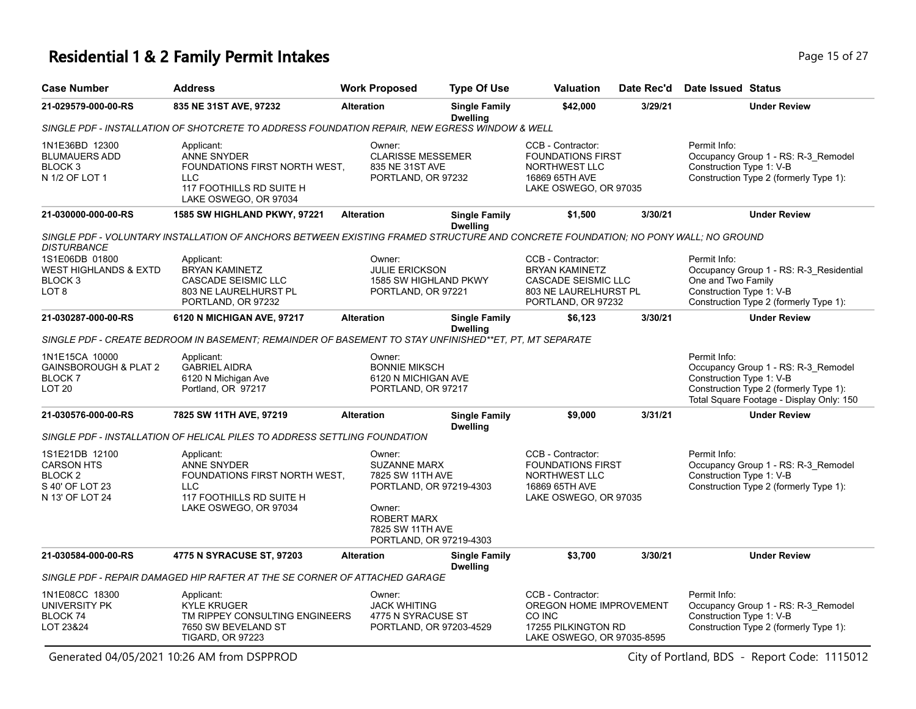# Residential 1 & 2 Family Permit Intakes

| Case Number | Address | Work Proposed | Type Of Use | Valuation | Date Rec'd | Date Issued | Status |
|---|---|---|---|---|---|---|---|
| 21-029579-000-00-RS | 835 NE 31ST AVE, 97232 | Alteration | Single Family Dwelling | $42,000 | 3/29/21 | | Under Review |

SINGLE PDF - INSTALLATION OF SHOTCRETE TO ADDRESS FOUNDATION REPAIR, NEW EGRESS WINDOW & WELL

| Property | Applicant | Owner | CCB - Contractor | Permit Info |
|---|---|---|---|---|
| 1N1E36BD 12300<br>BLUMAUERS ADD<br>BLOCK 3<br>N 1/2 OF LOT 1 | Applicant:<br>ANNE SNYDER<br>FOUNDATIONS FIRST NORTH WEST, LLC<br>117 FOOTHILLS RD SUITE H<br>LAKE OSWEGO, OR 97034 | Owner:<br>CLARISSE MESSEMER<br>835 NE 31ST AVE<br>PORTLAND, OR 97232 | CCB - Contractor:<br>FOUNDATIONS FIRST NORTHWEST LLC<br>16869 65TH AVE<br>LAKE OSWEGO, OR 97035 | Permit Info:<br>Occupancy Group 1 - RS: R-3_Remodel<br>Construction Type 1: V-B<br>Construction Type 2 (formerly Type 1): |

| Case Number | Address | Work Proposed | Type Of Use | Valuation | Date Rec'd | Date Issued | Status |
|---|---|---|---|---|---|---|---|
| 21-030000-000-00-RS | 1585 SW HIGHLAND PKWY, 97221 | Alteration | Single Family Dwelling | $1,500 | 3/30/21 | | Under Review |

SINGLE PDF - VOLUNTARY INSTALLATION OF ANCHORS BETWEEN EXISTING FRAMED STRUCTURE AND CONCRETE FOUNDATION; NO PONY WALL; NO GROUND DISTURBANCE

| Property | Applicant | Owner | CCB - Contractor | Permit Info |
|---|---|---|---|---|
| 1S1E06DB 01800<br>WEST HIGHLANDS & EXTD<br>BLOCK 3<br>LOT 8 | Applicant:<br>BRYAN KAMINETZ<br>CASCADE SEISMIC LLC<br>803 NE LAURELHURST PL<br>PORTLAND, OR 97232 | Owner:<br>JULIE ERICKSON<br>1585 SW HIGHLAND PKWY<br>PORTLAND, OR 97221 | CCB - Contractor:<br>BRYAN KAMINETZ<br>CASCADE SEISMIC LLC<br>803 NE LAURELHURST PL<br>PORTLAND, OR 97232 | Permit Info:<br>Occupancy Group 1 - RS: R-3_Residential One and Two Family<br>Construction Type 1: V-B<br>Construction Type 2 (formerly Type 1): |

| Case Number | Address | Work Proposed | Type Of Use | Valuation | Date Rec'd | Date Issued | Status |
|---|---|---|---|---|---|---|---|
| 21-030287-000-00-RS | 6120 N MICHIGAN AVE, 97217 | Alteration | Single Family Dwelling | $6,123 | 3/30/21 | | Under Review |

SINGLE PDF - CREATE BEDROOM IN BASEMENT; REMAINDER OF BASEMENT TO STAY UNFINISHED**ET, PT, MT SEPARATE

| Property | Applicant | Owner | CCB - Contractor | Permit Info |
|---|---|---|---|---|
| 1N1E15CA 10000<br>GAINSBOROUGH & PLAT 2<br>BLOCK 7<br>LOT 20 | Applicant:<br>GABRIEL AIDRA<br>6120 N Michigan Ave<br>Portland, OR 97217 | Owner:<br>BONNIE MIKSCH<br>6120 N MICHIGAN AVE<br>PORTLAND, OR 97217 | | Permit Info:<br>Occupancy Group 1 - RS: R-3_Remodel<br>Construction Type 1: V-B<br>Construction Type 2 (formerly Type 1):<br>Total Square Footage - Display Only: 150 |

| Case Number | Address | Work Proposed | Type Of Use | Valuation | Date Rec'd | Date Issued | Status |
|---|---|---|---|---|---|---|---|
| 21-030576-000-00-RS | 7825 SW 11TH AVE, 97219 | Alteration | Single Family Dwelling | $9,000 | 3/31/21 | | Under Review |

SINGLE PDF - INSTALLATION OF HELICAL PILES TO ADDRESS SETTLING FOUNDATION

| Property | Applicant | Owner | CCB - Contractor | Permit Info |
|---|---|---|---|---|
| 1S1E21DB 12100<br>CARSON HTS<br>BLOCK 2<br>S 40' OF LOT 23<br>N 13' OF LOT 24 | Applicant:<br>ANNE SNYDER<br>FOUNDATIONS FIRST NORTH WEST, LLC<br>117 FOOTHILLS RD SUITE H<br>LAKE OSWEGO, OR 97034 | Owner:<br>SUZANNE MARX<br>7825 SW 11TH AVE<br>PORTLAND, OR 97219-4303<br>Owner:<br>ROBERT MARX<br>7825 SW 11TH AVE<br>PORTLAND, OR 97219-4303 | CCB - Contractor:<br>FOUNDATIONS FIRST NORTHWEST LLC<br>16869 65TH AVE<br>LAKE OSWEGO, OR 97035 | Permit Info:<br>Occupancy Group 1 - RS: R-3_Remodel<br>Construction Type 1: V-B<br>Construction Type 2 (formerly Type 1): |

| Case Number | Address | Work Proposed | Type Of Use | Valuation | Date Rec'd | Date Issued | Status |
|---|---|---|---|---|---|---|---|
| 21-030584-000-00-RS | 4775 N SYRACUSE ST, 97203 | Alteration | Single Family Dwelling | $3,700 | 3/30/21 | | Under Review |

SINGLE PDF - REPAIR DAMAGED HIP RAFTER AT THE SE CORNER OF ATTACHED GARAGE

| Property | Applicant | Owner | CCB - Contractor | Permit Info |
|---|---|---|---|---|
| 1N1E08CC 18300<br>UNIVERSITY PK<br>BLOCK 74<br>LOT 23&24 | Applicant:<br>KYLE KRUGER<br>TM RIPPEY CONSULTING ENGINEERS<br>7650 SW BEVELAND ST<br>TIGARD, OR 97223 | Owner:<br>JACK WHITING<br>4775 N SYRACUSE ST<br>PORTLAND, OR 97203-4529 | CCB - Contractor:<br>OREGON HOME IMPROVEMENT CO INC<br>17255 PILKINGTON RD<br>LAKE OSWEGO, OR 97035-8595 | Permit Info:<br>Occupancy Group 1 - RS: R-3_Remodel<br>Construction Type 1: V-B<br>Construction Type 2 (formerly Type 1): |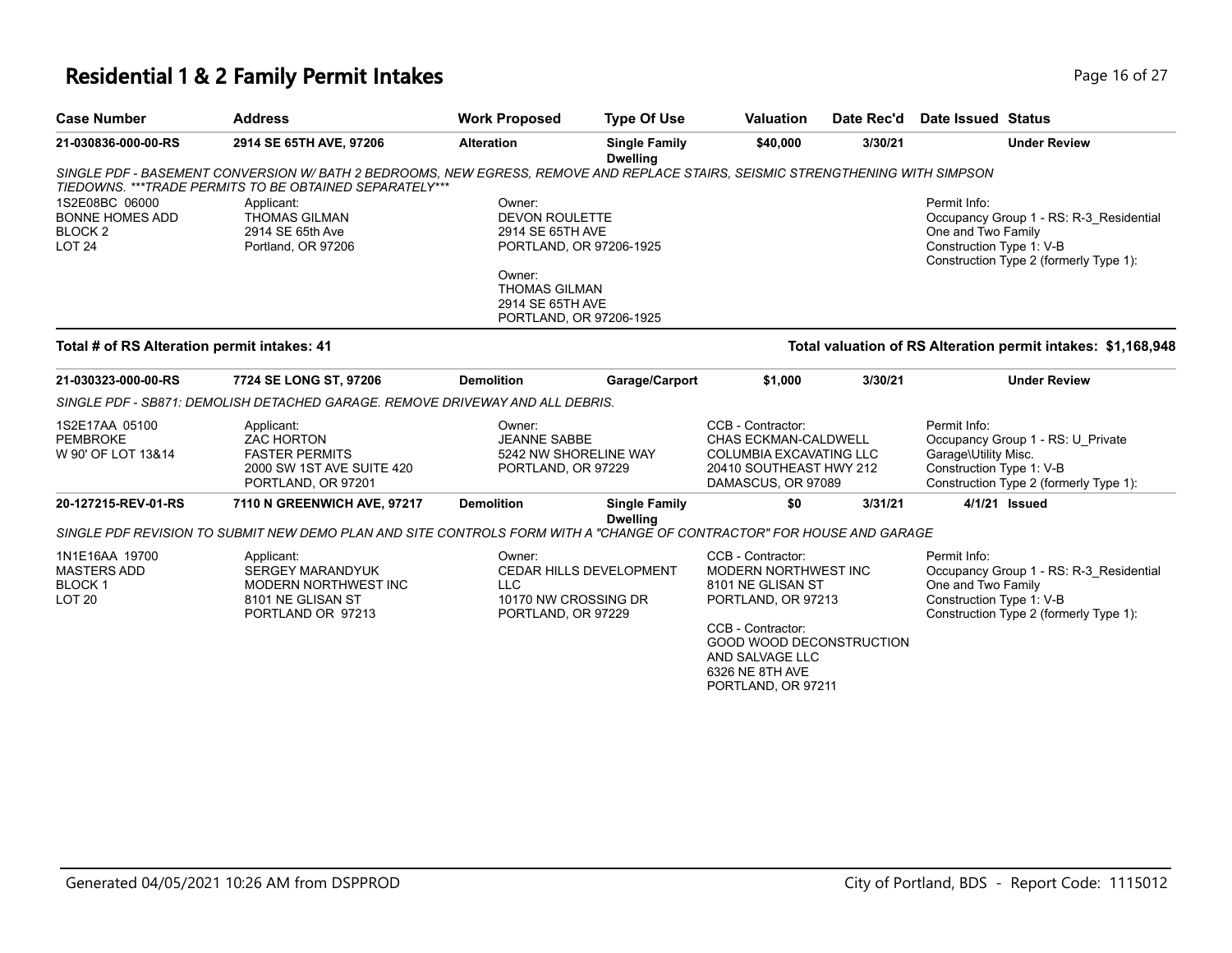# Residential 1 & 2 Family Permit Intakes

| Case Number | Address | Work Proposed | Type Of Use | Valuation | Date Rec'd | Date Issued | Status |
|---|---|---|---|---|---|---|---|
| 21-030836-000-00-RS | 2914 SE 65TH AVE, 97206 | Alteration | Single Family Dwelling | $40,000 | 3/30/21 | | Under Review |

*SINGLE PDF - BASEMENT CONVERSION W/ BATH 2 BEDROOMS, NEW EGRESS, REMOVE AND REPLACE STAIRS, SEISMIC STRENGTHENING WITH SIMPSON TIEDOWNS. ***TRADE PERMITS TO BE OBTAINED SEPARATELY****

1S2E08BC 06000
BONNE HOMES ADD
BLOCK 2
LOT 24

Applicant:
THOMAS GILMAN
2914 SE 65th Ave
Portland, OR 97206

Owner:
DEVON ROULETTE
2914 SE 65TH AVE
PORTLAND, OR 97206-1925

Owner:
THOMAS GILMAN
2914 SE 65TH AVE
PORTLAND, OR 97206-1925

Permit Info:
Occupancy Group 1 - RS: R-3_Residential One and Two Family
Construction Type 1: V-B
Construction Type 2 (formerly Type 1):

**Total # of RS Alteration permit intakes: 41**

**Total valuation of RS Alteration permit intakes: $1,168,948**

| Case Number | Address | Work Proposed | Type Of Use | Valuation | Date Rec'd | Date Issued | Status |
|---|---|---|---|---|---|---|---|
| 21-030323-000-00-RS | 7724 SE LONG ST, 97206 | Demolition | Garage/Carport | $1,000 | 3/30/21 | | Under Review |

*SINGLE PDF - SB871: DEMOLISH DETACHED GARAGE. REMOVE DRIVEWAY AND ALL DEBRIS.*

1S2E17AA 05100
PEMBROKE
W 90' OF LOT 13&14

Applicant:
ZAC HORTON
FASTER PERMITS
2000 SW 1ST AVE SUITE 420
PORTLAND, OR 97201

Owner:
JEANNE SABBE
5242 NW SHORELINE WAY
PORTLAND, OR 97229

CCB - Contractor:
CHAS ECKMAN-CALDWELL
COLUMBIA EXCAVATING LLC
20410 SOUTHEAST HWY 212
DAMASCUS, OR 97089

Permit Info:
Occupancy Group 1 - RS: U_Private Garage\Utility Misc.
Construction Type 1: V-B
Construction Type 2 (formerly Type 1):

| Case Number | Address | Work Proposed | Type Of Use | Valuation | Date Rec'd | Date Issued | Status |
|---|---|---|---|---|---|---|---|
| 20-127215-REV-01-RS | 7110 N GREENWICH AVE, 97217 | Demolition | Single Family Dwelling | $0 | 3/31/21 | 4/1/21 | Issued |

*SINGLE PDF REVISION TO SUBMIT NEW DEMO PLAN AND SITE CONTROLS FORM WITH A "CHANGE OF CONTRACTOR" FOR HOUSE AND GARAGE*

1N1E16AA 19700
MASTERS ADD
BLOCK 1
LOT 20

Applicant:
SERGEY MARANDYUK
MODERN NORTHWEST INC
8101 NE GLISAN ST
PORTLAND OR 97213

Owner:
CEDAR HILLS DEVELOPMENT LLC
10170 NW CROSSING DR
PORTLAND, OR 97229

CCB - Contractor:
MODERN NORTHWEST INC
8101 NE GLISAN ST
PORTLAND, OR 97213

CCB - Contractor:
GOOD WOOD DECONSTRUCTION AND SALVAGE LLC
6326 NE 8TH AVE
PORTLAND, OR 97211

Permit Info:
Occupancy Group 1 - RS: R-3_Residential One and Two Family
Construction Type 1: V-B
Construction Type 2 (formerly Type 1):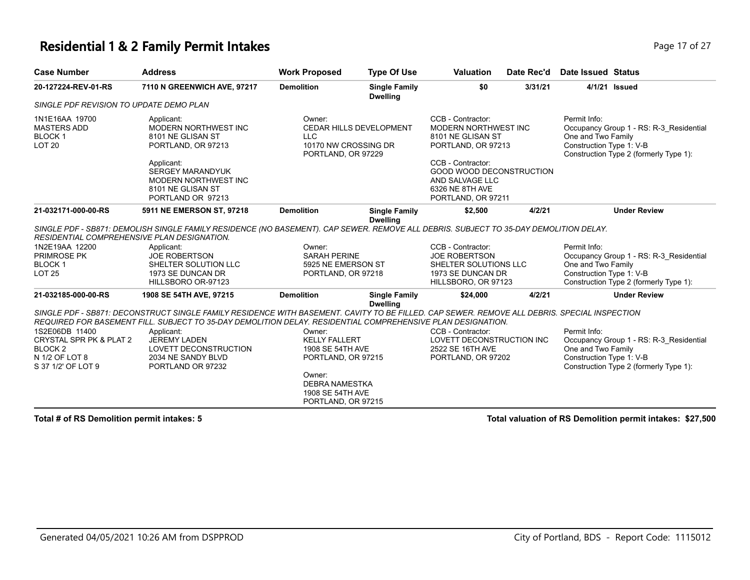# Residential 1 & 2 Family Permit Intakes

| Case Number | Address | Work Proposed | Type Of Use | Valuation | Date Rec'd | Date Issued | Status |
|---|---|---|---|---|---|---|---|
| 20-127224-REV-01-RS | 7110 N GREENWICH AVE, 97217 | Demolition | Single Family Dwelling | $0 | 3/31/21 | 4/1/21 | Issued |

*SINGLE PDF REVISION TO UPDATE DEMO PLAN*

1N1E16AA 19700
MASTERS ADD
BLOCK 1
LOT 20

Applicant:
MODERN NORTHWEST INC
8101 NE GLISAN ST
PORTLAND, OR 97213

Applicant:
SERGEY MARANDYUK
MODERN NORTHWEST INC
8101 NE GLISAN ST
PORTLAND OR 97213

Owner:
CEDAR HILLS DEVELOPMENT LLC
10170 NW CROSSING DR
PORTLAND, OR 97229

CCB - Contractor:
MODERN NORTHWEST INC
8101 NE GLISAN ST
PORTLAND, OR 97213

CCB - Contractor:
GOOD WOOD DECONSTRUCTION AND SALVAGE LLC
6326 NE 8TH AVE
PORTLAND, OR 97211

Permit Info:
Occupancy Group 1 - RS: R-3_Residential One and Two Family
Construction Type 1: V-B
Construction Type 2 (formerly Type 1):

| Case Number | Address | Work Proposed | Type Of Use | Valuation | Date Rec'd | Date Issued | Status |
|---|---|---|---|---|---|---|---|
| 21-032171-000-00-RS | 5911 NE EMERSON ST, 97218 | Demolition | Single Family Dwelling | $2,500 | 4/2/21 | | Under Review |

*SINGLE PDF - SB871: DEMOLISH SINGLE FAMILY RESIDENCE (NO BASEMENT). CAP SEWER. REMOVE ALL DEBRIS. SUBJECT TO 35-DAY DEMOLITION DELAY. RESIDENTIAL COMPREHENSIVE PLAN DESIGNATION.*

1N2E19AA 12200
PRIMROSE PK
BLOCK 1
LOT 25

Applicant:
JOE ROBERTSON
SHELTER SOLUTION LLC
1973 SE DUNCAN DR
HILLSBORO OR-97123

Owner:
SARAH PERINE
5925 NE EMERSON ST
PORTLAND, OR 97218

CCB - Contractor:
JOE ROBERTSON
SHELTER SOLUTIONS LLC
1973 SE DUNCAN DR
HILLSBORO, OR 97123

Permit Info:
Occupancy Group 1 - RS: R-3_Residential One and Two Family
Construction Type 1: V-B
Construction Type 2 (formerly Type 1):

| Case Number | Address | Work Proposed | Type Of Use | Valuation | Date Rec'd | Date Issued | Status |
|---|---|---|---|---|---|---|---|
| 21-032185-000-00-RS | 1908 SE 54TH AVE, 97215 | Demolition | Single Family Dwelling | $24,000 | 4/2/21 | | Under Review |

*SINGLE PDF - SB871: DECONSTRUCT SINGLE FAMILY RESIDENCE WITH BASEMENT. CAVITY TO BE FILLED. CAP SEWER. REMOVE ALL DEBRIS. SPECIAL INSPECTION REQUIRED FOR BASEMENT FILL. SUBJECT TO 35-DAY DEMOLITION DELAY. RESIDENTIAL COMPREHENSIVE PLAN DESIGNATION.*

1S2E06DB 11400
CRYSTAL SPR PK & PLAT 2
BLOCK 2
N 1/2 OF LOT 8
S 37 1/2' OF LOT 9

Applicant:
JEREMY LADEN
LOVETT DECONSTRUCTION
2034 NE SANDY BLVD
PORTLAND OR 97232

Owner:
KELLY FALLERT
1908 SE 54TH AVE
PORTLAND, OR 97215

Owner:
DEBRA NAMESTKA
1908 SE 54TH AVE
PORTLAND, OR 97215

CCB - Contractor:
LOVETT DECONSTRUCTION INC
2522 SE 16TH AVE
PORTLAND, OR 97202

Permit Info:
Occupancy Group 1 - RS: R-3_Residential One and Two Family
Construction Type 1: V-B
Construction Type 2 (formerly Type 1):

**Total # of RS Demolition permit intakes: 5**

**Total valuation of RS Demolition permit intakes: $27,500**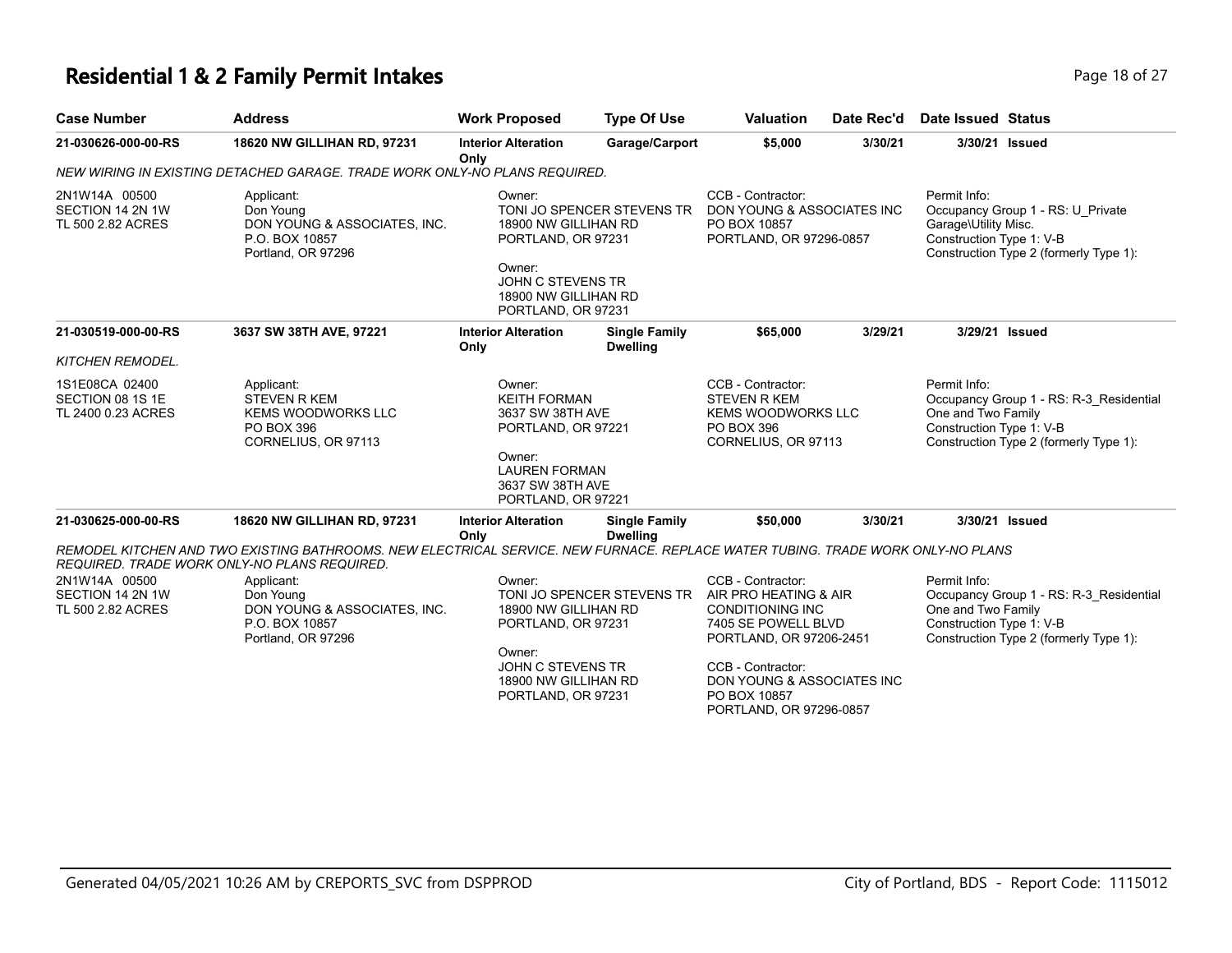# Residential 1 & 2 Family Permit Intakes

| Case Number | Address | Work Proposed | Type Of Use | Valuation | Date Rec'd | Date Issued | Status |
|---|---|---|---|---|---|---|---|
| **21-030626-000-00-RS** | **18620 NW GILLIHAN RD, 97231** | **Interior Alteration Only** | **Garage/Carport** | **$5,000** | **3/30/21** | **3/30/21** | **Issued** |

*NEW WIRING IN EXISTING DETACHED GARAGE. TRADE WORK ONLY-NO PLANS REQUIRED.*

| | | | | |
|---|---|---|---|---|
| 2N1W14A 00500<br>SECTION 14 2N 1W<br>TL 500 2.82 ACRES | Applicant:<br>Don Young<br>DON YOUNG & ASSOCIATES, INC.<br>P.O. BOX 10857<br>Portland, OR 97296 | Owner:<br>TONI JO SPENCER STEVENS TR<br>18900 NW GILLIHAN RD<br>PORTLAND, OR 97231<br><br>Owner:<br>JOHN C STEVENS TR<br>18900 NW GILLIHAN RD<br>PORTLAND, OR 97231 | CCB - Contractor:<br>DON YOUNG & ASSOCIATES INC<br>PO BOX 10857<br>PORTLAND, OR 97296-0857 | Permit Info:<br>Occupancy Group 1 - RS: U_Private Garage\Utility Misc.<br>Construction Type 1: V-B<br>Construction Type 2 (formerly Type 1): |

| Case Number | Address | Work Proposed | Type Of Use | Valuation | Date Rec'd | Date Issued | Status |
|---|---|---|---|---|---|---|---|
| **21-030519-000-00-RS** | **3637 SW 38TH AVE, 97221** | **Interior Alteration Only** | **Single Family Dwelling** | **$65,000** | **3/29/21** | **3/29/21** | **Issued** |

*KITCHEN REMODEL.*

| | | | | |
|---|---|---|---|---|
| 1S1E08CA 02400<br>SECTION 08 1S 1E<br>TL 2400 0.23 ACRES | Applicant:<br>STEVEN R KEM<br>KEMS WOODWORKS LLC<br>PO BOX 396<br>CORNELIUS, OR 97113 | Owner:<br>KEITH FORMAN<br>3637 SW 38TH AVE<br>PORTLAND, OR 97221<br><br>Owner:<br>LAUREN FORMAN<br>3637 SW 38TH AVE<br>PORTLAND, OR 97221 | CCB - Contractor:<br>STEVEN R KEM<br>KEMS WOODWORKS LLC<br>PO BOX 396<br>CORNELIUS, OR 97113 | Permit Info:<br>Occupancy Group 1 - RS: R-3_Residential One and Two Family<br>Construction Type 1: V-B<br>Construction Type 2 (formerly Type 1): |

| Case Number | Address | Work Proposed | Type Of Use | Valuation | Date Rec'd | Date Issued | Status |
|---|---|---|---|---|---|---|---|
| **21-030625-000-00-RS** | **18620 NW GILLIHAN RD, 97231** | **Interior Alteration Only** | **Single Family Dwelling** | **$50,000** | **3/30/21** | **3/30/21** | **Issued** |

*REMODEL KITCHEN AND TWO EXISTING BATHROOMS. NEW ELECTRICAL SERVICE. NEW FURNACE. REPLACE WATER TUBING. TRADE WORK ONLY-NO PLANS REQUIRED. TRADE WORK ONLY-NO PLANS REQUIRED.*

| | | | | |
|---|---|---|---|---|
| 2N1W14A 00500<br>SECTION 14 2N 1W<br>TL 500 2.82 ACRES | Applicant:<br>Don Young<br>DON YOUNG & ASSOCIATES, INC.<br>P.O. BOX 10857<br>Portland, OR 97296 | Owner:<br>TONI JO SPENCER STEVENS TR<br>18900 NW GILLIHAN RD<br>PORTLAND, OR 97231<br><br>Owner:<br>JOHN C STEVENS TR<br>18900 NW GILLIHAN RD<br>PORTLAND, OR 97231 | CCB - Contractor:<br>AIR PRO HEATING & AIR CONDITIONING INC<br>7405 SE POWELL BLVD<br>PORTLAND, OR 97206-2451<br><br>CCB - Contractor:<br>DON YOUNG & ASSOCIATES INC<br>PO BOX 10857<br>PORTLAND, OR 97296-0857 | Permit Info:<br>Occupancy Group 1 - RS: R-3_Residential One and Two Family<br>Construction Type 1: V-B<br>Construction Type 2 (formerly Type 1): |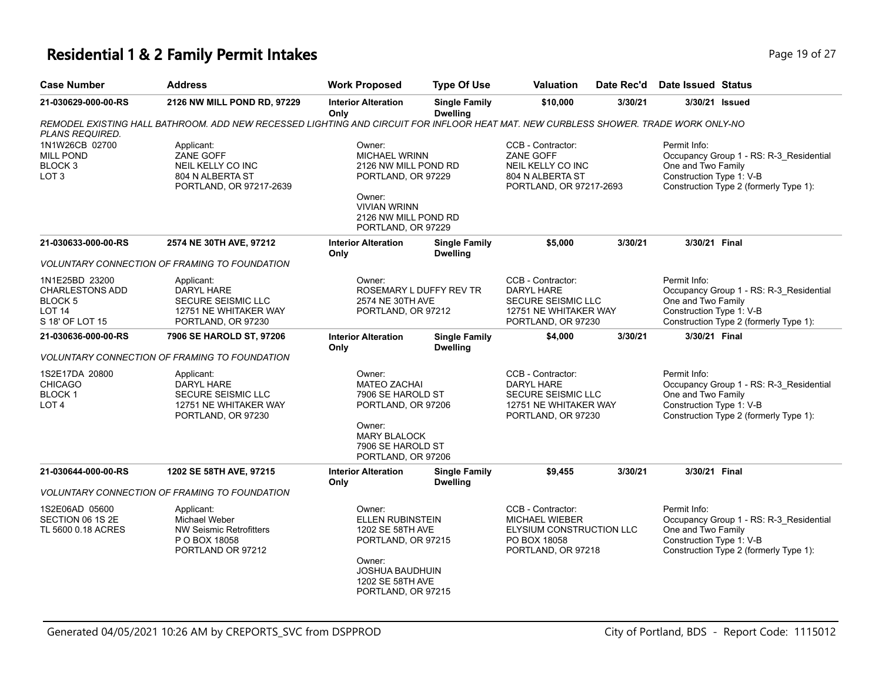# Residential 1 & 2 Family Permit Intakes

| Case Number | Address | Work Proposed | Type Of Use | Valuation | Date Rec'd | Date Issued | Status |
|---|---|---|---|---|---|---|---|
| 21-030629-000-00-RS | 2126 NW MILL POND RD, 97229 | Interior Alteration Only | Single Family Dwelling | $10,000 | 3/30/21 | 3/30/21 | Issued |

*REMODEL EXISTING HALL BATHROOM. ADD NEW RECESSED LIGHTING AND CIRCUIT FOR INFLOOR HEAT MAT. NEW CURBLESS SHOWER. TRADE WORK ONLY-NO PLANS REQUIRED.*

1N1W26CB 02700
MILL POND
BLOCK 3
LOT 3

Applicant:
ZANE GOFF
NEIL KELLY CO INC
804 N ALBERTA ST
PORTLAND, OR 97217-2639

Owner:
MICHAEL WRINN
2126 NW MILL POND RD
PORTLAND, OR 97229

Owner:
VIVIAN WRINN
2126 NW MILL POND RD
PORTLAND, OR 97229

CCB - Contractor:
ZANE GOFF
NEIL KELLY CO INC
804 N ALBERTA ST
PORTLAND, OR 97217-2693

Permit Info:
Occupancy Group 1 - RS: R-3_Residential One and Two Family
Construction Type 1: V-B
Construction Type 2 (formerly Type 1):

| Case Number | Address | Work Proposed | Type Of Use | Valuation | Date Rec'd | Date Issued | Status |
|---|---|---|---|---|---|---|---|
| 21-030633-000-00-RS | 2574 NE 30TH AVE, 97212 | Interior Alteration Only | Single Family Dwelling | $5,000 | 3/30/21 | 3/30/21 | Final |

*VOLUNTARY CONNECTION OF FRAMING TO FOUNDATION*

1N1E25BD 23200
CHARLESTONS ADD
BLOCK 5
LOT 14
S 18' OF LOT 15

Applicant:
DARYL HARE
SECURE SEISMIC LLC
12751 NE WHITAKER WAY
PORTLAND, OR 97230

Owner:
ROSEMARY L DUFFY REV TR
2574 NE 30TH AVE
PORTLAND, OR 97212

CCB - Contractor:
DARYL HARE
SECURE SEISMIC LLC
12751 NE WHITAKER WAY
PORTLAND, OR 97230

Permit Info:
Occupancy Group 1 - RS: R-3_Residential One and Two Family
Construction Type 1: V-B
Construction Type 2 (formerly Type 1):

| Case Number | Address | Work Proposed | Type Of Use | Valuation | Date Rec'd | Date Issued | Status |
|---|---|---|---|---|---|---|---|
| 21-030636-000-00-RS | 7906 SE HAROLD ST, 97206 | Interior Alteration Only | Single Family Dwelling | $4,000 | 3/30/21 | 3/30/21 | Final |

*VOLUNTARY CONNECTION OF FRAMING TO FOUNDATION*

1S2E17DA 20800
CHICAGO
BLOCK 1
LOT 4

Applicant:
DARYL HARE
SECURE SEISMIC LLC
12751 NE WHITAKER WAY
PORTLAND, OR 97230

Owner:
MATEO ZACHAI
7906 SE HAROLD ST
PORTLAND, OR 97206

Owner:
MARY BLALOCK
7906 SE HAROLD ST
PORTLAND, OR 97206

CCB - Contractor:
DARYL HARE
SECURE SEISMIC LLC
12751 NE WHITAKER WAY
PORTLAND, OR 97230

Permit Info:
Occupancy Group 1 - RS: R-3_Residential One and Two Family
Construction Type 1: V-B
Construction Type 2 (formerly Type 1):

| Case Number | Address | Work Proposed | Type Of Use | Valuation | Date Rec'd | Date Issued | Status |
|---|---|---|---|---|---|---|---|
| 21-030644-000-00-RS | 1202 SE 58TH AVE, 97215 | Interior Alteration Only | Single Family Dwelling | $9,455 | 3/30/21 | 3/30/21 | Final |

*VOLUNTARY CONNECTION OF FRAMING TO FOUNDATION*

1S2E06AD 05600
SECTION 06 1S 2E
TL 5600 0.18 ACRES

Applicant:
Michael Weber
NW Seismic Retrofitters
P O BOX 18058
PORTLAND OR 97212

Owner:
ELLEN RUBINSTEIN
1202 SE 58TH AVE
PORTLAND, OR 97215

Owner:
JOSHUA BAUDHUIN
1202 SE 58TH AVE
PORTLAND, OR 97215

CCB - Contractor:
MICHAEL WIEBER
ELYSIUM CONSTRUCTION LLC
PO BOX 18058
PORTLAND, OR 97218

Permit Info:
Occupancy Group 1 - RS: R-3_Residential One and Two Family
Construction Type 1: V-B
Construction Type 2 (formerly Type 1):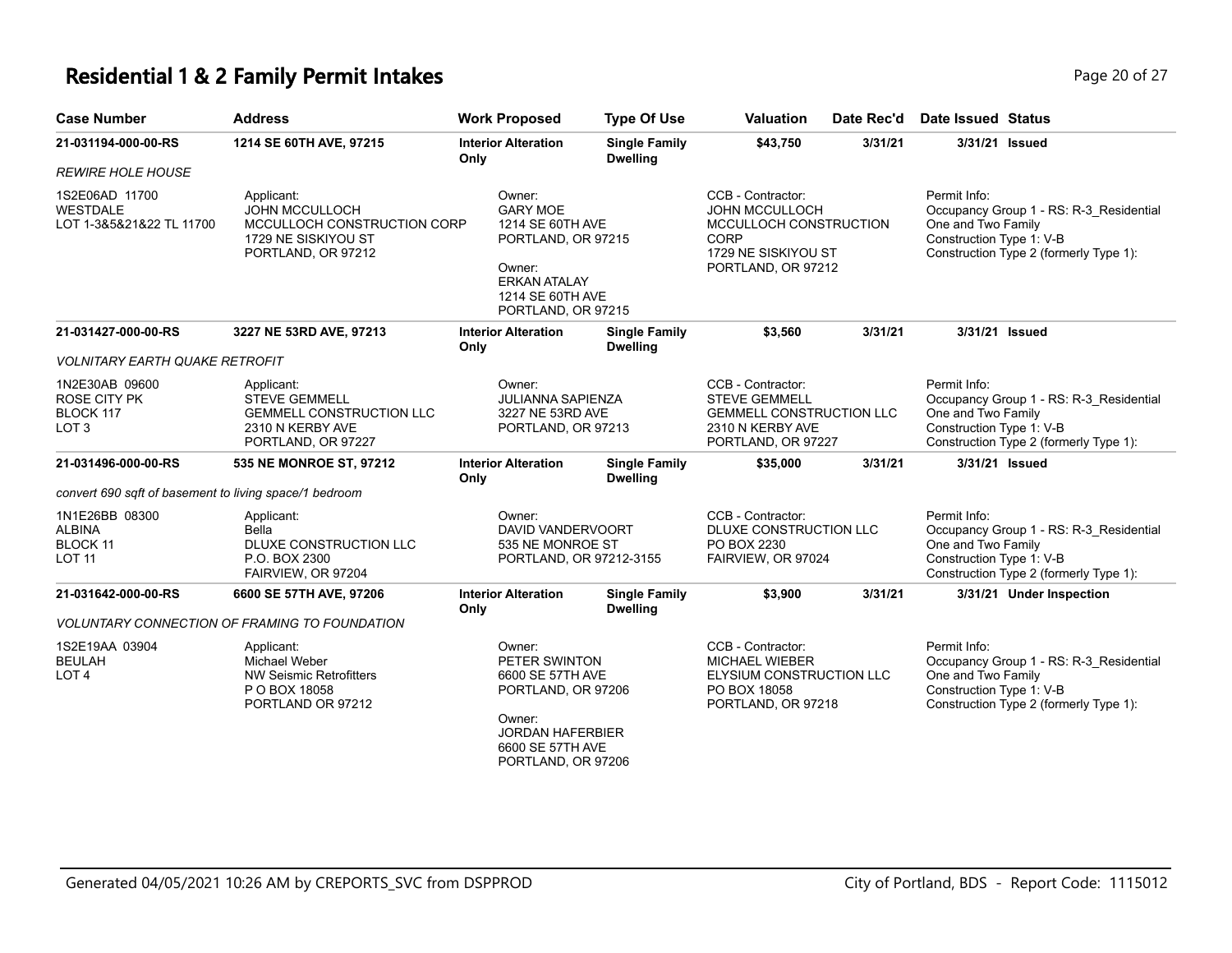# Residential 1 & 2 Family Permit Intakes

| Case Number | Address | Work Proposed | Type Of Use | Valuation | Date Rec'd | Date Issued | Status |
|---|---|---|---|---|---|---|---|
| **21-031194-000-00-RS** | **1214 SE 60TH AVE, 97215** | **Interior Alteration Only** | **Single Family Dwelling** | **$43,750** | **3/31/21** | **3/31/21** | **Issued** |

*REWIRE HOLE HOUSE*

1S2E06AD 11700
WESTDALE
LOT 1-3&5&21&22 TL 11700

Applicant:
JOHN MCCULLOCH
MCCULLOCH CONSTRUCTION CORP
1729 NE SISKIYOU ST
PORTLAND, OR 97212

Owner:
GARY MOE
1214 SE 60TH AVE
PORTLAND, OR 97215

Owner:
ERKAN ATALAY
1214 SE 60TH AVE
PORTLAND, OR 97215

CCB - Contractor:
JOHN MCCULLOCH
MCCULLOCH CONSTRUCTION CORP
1729 NE SISKIYOU ST
PORTLAND, OR 97212

Permit Info:
Occupancy Group 1 - RS: R-3_Residential One and Two Family
Construction Type 1: V-B
Construction Type 2 (formerly Type 1):

| Case Number | Address | Work Proposed | Type Of Use | Valuation | Date Rec'd | Date Issued | Status |
|---|---|---|---|---|---|---|---|
| **21-031427-000-00-RS** | **3227 NE 53RD AVE, 97213** | **Interior Alteration Only** | **Single Family Dwelling** | **$3,560** | **3/31/21** | **3/31/21** | **Issued** |

*VOLNITARY EARTH QUAKE RETROFIT*

1N2E30AB 09600
ROSE CITY PK
BLOCK 117
LOT 3

Applicant:
STEVE GEMMELL
GEMMELL CONSTRUCTION LLC
2310 N KERBY AVE
PORTLAND, OR 97227

Owner:
JULIANNA SAPIENZA
3227 NE 53RD AVE
PORTLAND, OR 97213

CCB - Contractor:
STEVE GEMMELL
GEMMELL CONSTRUCTION LLC
2310 N KERBY AVE
PORTLAND, OR 97227

Permit Info:
Occupancy Group 1 - RS: R-3_Residential One and Two Family
Construction Type 1: V-B
Construction Type 2 (formerly Type 1):

| Case Number | Address | Work Proposed | Type Of Use | Valuation | Date Rec'd | Date Issued | Status |
|---|---|---|---|---|---|---|---|
| **21-031496-000-00-RS** | **535 NE MONROE ST, 97212** | **Interior Alteration Only** | **Single Family Dwelling** | **$35,000** | **3/31/21** | **3/31/21** | **Issued** |

*convert 690 sqft of basement to living space/1 bedroom*

1N1E26BB 08300
ALBINA
BLOCK 11
LOT 11

Applicant:
Bella
DLUXE CONSTRUCTION LLC
P.O. BOX 2300
FAIRVIEW, OR 97204

Owner:
DAVID VANDERVOORT
535 NE MONROE ST
PORTLAND, OR 97212-3155

CCB - Contractor:
DLUXE CONSTRUCTION LLC
PO BOX 2230
FAIRVIEW, OR 97024

Permit Info:
Occupancy Group 1 - RS: R-3_Residential One and Two Family
Construction Type 1: V-B
Construction Type 2 (formerly Type 1):

| Case Number | Address | Work Proposed | Type Of Use | Valuation | Date Rec'd | Date Issued | Status |
|---|---|---|---|---|---|---|---|
| **21-031642-000-00-RS** | **6600 SE 57TH AVE, 97206** | **Interior Alteration Only** | **Single Family Dwelling** | **$3,900** | **3/31/21** | **3/31/21** | **Under Inspection** |

*VOLUNTARY CONNECTION OF FRAMING TO FOUNDATION*

1S2E19AA 03904
BEULAH
LOT 4

Applicant:
Michael Weber
NW Seismic Retrofitters
P O BOX 18058
PORTLAND OR 97212

Owner:
PETER SWINTON
6600 SE 57TH AVE
PORTLAND, OR 97206

Owner:
JORDAN HAFERBIER
6600 SE 57TH AVE
PORTLAND, OR 97206

CCB - Contractor:
MICHAEL WIEBER
ELYSIUM CONSTRUCTION LLC
PO BOX 18058
PORTLAND, OR 97218

Permit Info:
Occupancy Group 1 - RS: R-3_Residential One and Two Family
Construction Type 1: V-B
Construction Type 2 (formerly Type 1):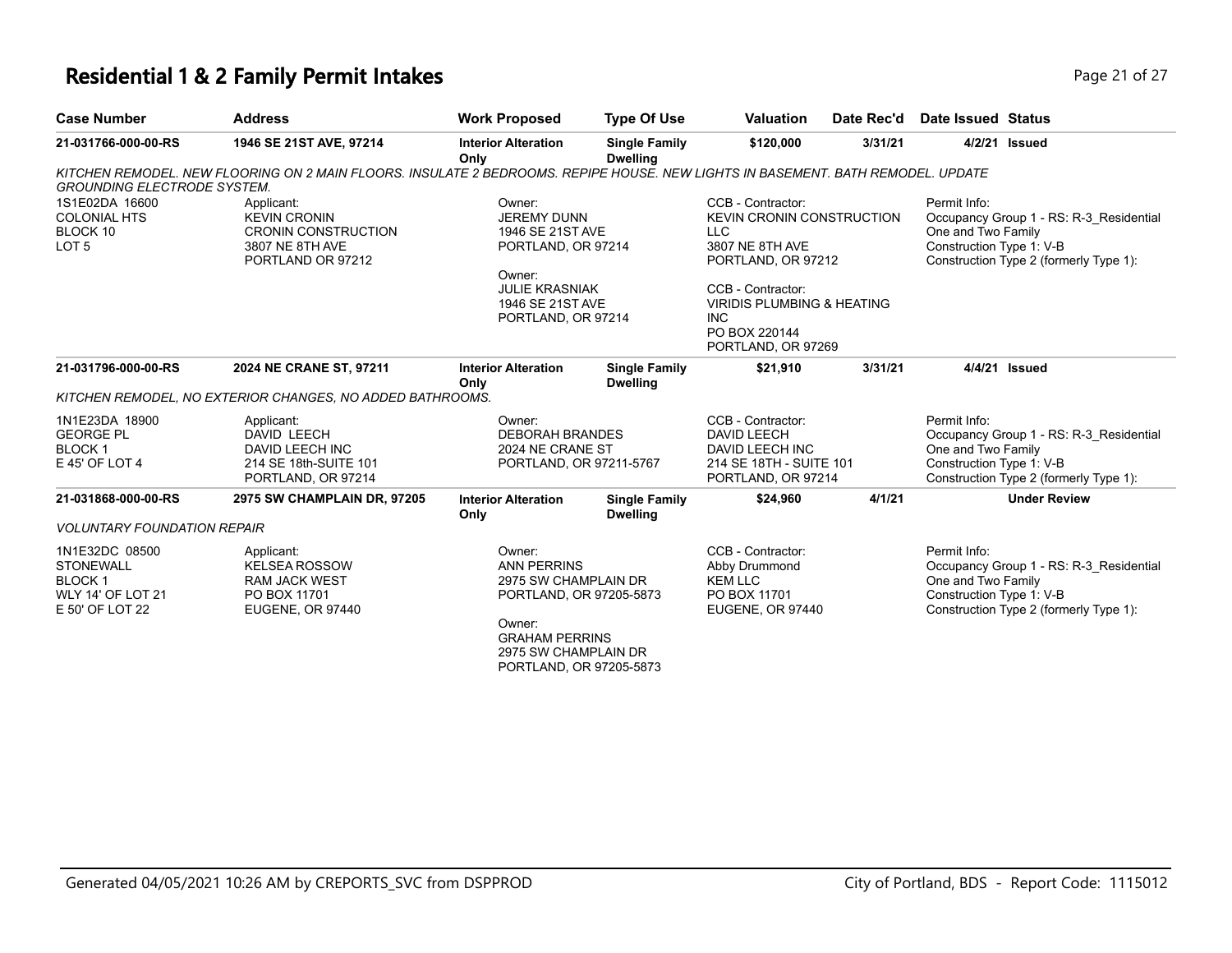# Residential 1 & 2 Family Permit Intakes

| Case Number | Address | Work Proposed | Type Of Use | Valuation | Date Rec'd | Date Issued | Status |
|---|---|---|---|---|---|---|---|
| 21-031766-000-00-RS | 1946 SE 21ST AVE, 97214 | Interior Alteration Only | Single Family Dwelling | $120,000 | 3/31/21 | 4/2/21 | Issued |

*KITCHEN REMODEL. NEW FLOORING ON 2 MAIN FLOORS. INSULATE 2 BEDROOMS. REPIPE HOUSE. NEW LIGHTS IN BASEMENT. BATH REMODEL. UPDATE GROUNDING ELECTRODE SYSTEM.*

1S1E02DA 16600
COLONIAL HTS
BLOCK 10
LOT 5

Applicant:
KEVIN CRONIN
CRONIN CONSTRUCTION
3807 NE 8TH AVE
PORTLAND OR 97212

Owner:
JEREMY DUNN
1946 SE 21ST AVE
PORTLAND, OR 97214

Owner:
JULIE KRASNIAK
1946 SE 21ST AVE
PORTLAND, OR 97214

CCB - Contractor:
KEVIN CRONIN CONSTRUCTION LLC
3807 NE 8TH AVE
PORTLAND, OR 97212

CCB - Contractor:
VIRIDIS PLUMBING & HEATING INC
PO BOX 220144
PORTLAND, OR 97269

Permit Info:
Occupancy Group 1 - RS: R-3_Residential One and Two Family
Construction Type 1: V-B
Construction Type 2 (formerly Type 1):

| Case Number | Address | Work Proposed | Type Of Use | Valuation | Date Rec'd | Date Issued | Status |
|---|---|---|---|---|---|---|---|
| 21-031796-000-00-RS | 2024 NE CRANE ST, 97211 | Interior Alteration Only | Single Family Dwelling | $21,910 | 3/31/21 | 4/4/21 | Issued |

*KITCHEN REMODEL, NO EXTERIOR CHANGES, NO ADDED BATHROOMS.*

1N1E23DA 18900
GEORGE PL
BLOCK 1
E 45' OF LOT 4

Applicant:
DAVID LEECH
DAVID LEECH INC
214 SE 18th-SUITE 101
PORTLAND, OR 97214

Owner:
DEBORAH BRANDES
2024 NE CRANE ST
PORTLAND, OR 97211-5767

CCB - Contractor:
DAVID LEECH
DAVID LEECH INC
214 SE 18TH - SUITE 101
PORTLAND, OR 97214

Permit Info:
Occupancy Group 1 - RS: R-3_Residential One and Two Family
Construction Type 1: V-B
Construction Type 2 (formerly Type 1):

| Case Number | Address | Work Proposed | Type Of Use | Valuation | Date Rec'd | Date Issued | Status |
|---|---|---|---|---|---|---|---|
| 21-031868-000-00-RS | 2975 SW CHAMPLAIN DR, 97205 | Interior Alteration Only | Single Family Dwelling | $24,960 | 4/1/21 | | Under Review |

*VOLUNTARY FOUNDATION REPAIR*

1N1E32DC 08500
STONEWALL
BLOCK 1
WLY 14' OF LOT 21
E 50' OF LOT 22

Applicant:
KELSEA ROSSOW
RAM JACK WEST
PO BOX 11701
EUGENE, OR 97440

Owner:
ANN PERRINS
2975 SW CHAMPLAIN DR
PORTLAND, OR 97205-5873

Owner:
GRAHAM PERRINS
2975 SW CHAMPLAIN DR
PORTLAND, OR 97205-5873

CCB - Contractor:
Abby Drummond
KEM LLC
PO BOX 11701
EUGENE, OR 97440

Permit Info:
Occupancy Group 1 - RS: R-3_Residential One and Two Family
Construction Type 1: V-B
Construction Type 2 (formerly Type 1):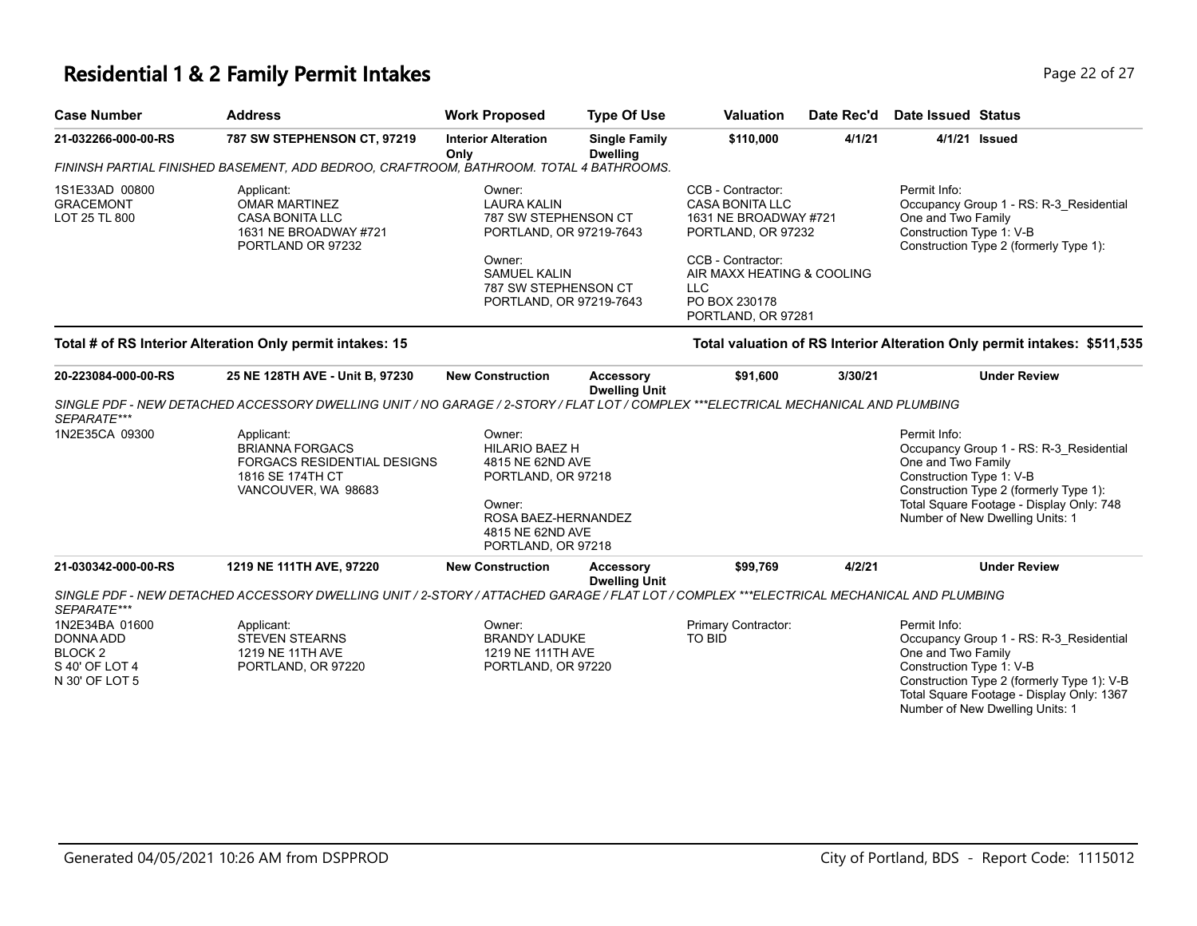# Residential 1 & 2 Family Permit Intakes

| Case Number | Address | Work Proposed | Type Of Use | Valuation | Date Rec'd | Date Issued | Status |
|---|---|---|---|---|---|---|---|
| 21-032266-000-00-RS | 787 SW STEPHENSON CT, 97219 | Interior Alteration Only | Single Family Dwelling | $110,000 | 4/1/21 | 4/1/21 | Issued |

FININSH PARTIAL FINISHED BASEMENT, ADD BEDROO, CRAFTROOM, BATHROOM. TOTAL 4 BATHROOMS.

1S1E33AD 00800
GRACEMONT
LOT 25 TL 800

Applicant:
OMAR MARTINEZ
CASA BONITA LLC
1631 NE BROADWAY #721
PORTLAND OR 97232

Owner:
LAURA KALIN
787 SW STEPHENSON CT
PORTLAND, OR 97219-7643

Owner:
SAMUEL KALIN
787 SW STEPHENSON CT
PORTLAND, OR 97219-7643

CCB - Contractor:
CASA BONITA LLC
1631 NE BROADWAY #721
PORTLAND, OR 97232

CCB - Contractor:
AIR MAXX HEATING & COOLING LLC
PO BOX 230178
PORTLAND, OR 97281

Permit Info:
Occupancy Group 1 - RS: R-3_Residential One and Two Family
Construction Type 1: V-B
Construction Type 2 (formerly Type 1):

**Total # of RS Interior Alteration Only permit intakes: 15**

**Total valuation of RS Interior Alteration Only permit intakes: $511,535**

| Case Number | Address | Work Proposed | Type Of Use | Valuation | Date Rec'd | Date Issued | Status |
|---|---|---|---|---|---|---|---|
| 20-223084-000-00-RS | 25 NE 128TH AVE - Unit B, 97230 | New Construction | Accessory Dwelling Unit | $91,600 | 3/30/21 | | Under Review |

*SINGLE PDF - NEW DETACHED ACCESSORY DWELLING UNIT / NO GARAGE / 2-STORY / FLAT LOT / COMPLEX ***ELECTRICAL MECHANICAL AND PLUMBING SEPARATE****

1N2E35CA 09300

Applicant:
BRIANNA FORGACS
FORGACS RESIDENTIAL DESIGNS
1816 SE 174TH CT
VANCOUVER, WA 98683

Owner:
HILARIO BAEZ H
4815 NE 62ND AVE
PORTLAND, OR 97218

Owner:
ROSA BAEZ-HERNANDEZ
4815 NE 62ND AVE
PORTLAND, OR 97218

Permit Info:
Occupancy Group 1 - RS: R-3_Residential One and Two Family
Construction Type 1: V-B
Construction Type 2 (formerly Type 1):
Total Square Footage - Display Only: 748
Number of New Dwelling Units: 1

| Case Number | Address | Work Proposed | Type Of Use | Valuation | Date Rec'd | Date Issued | Status |
|---|---|---|---|---|---|---|---|
| 21-030342-000-00-RS | 1219 NE 111TH AVE, 97220 | New Construction | Accessory Dwelling Unit | $99,769 | 4/2/21 | | Under Review |

*SINGLE PDF - NEW DETACHED ACCESSORY DWELLING UNIT / 2-STORY / ATTACHED GARAGE / FLAT LOT / COMPLEX ***ELECTRICAL MECHANICAL AND PLUMBING SEPARATE****

1N2E34BA 01600
DONNA ADD
BLOCK 2
S 40' OF LOT 4
N 30' OF LOT 5

Applicant:
STEVEN STEARNS
1219 NE 11TH AVE
PORTLAND, OR 97220

Owner:
BRANDY LADUKE
1219 NE 111TH AVE
PORTLAND, OR 97220

Primary Contractor:
TO BID

Permit Info:
Occupancy Group 1 - RS: R-3_Residential One and Two Family
Construction Type 1: V-B
Construction Type 2 (formerly Type 1): V-B
Total Square Footage - Display Only: 1367
Number of New Dwelling Units: 1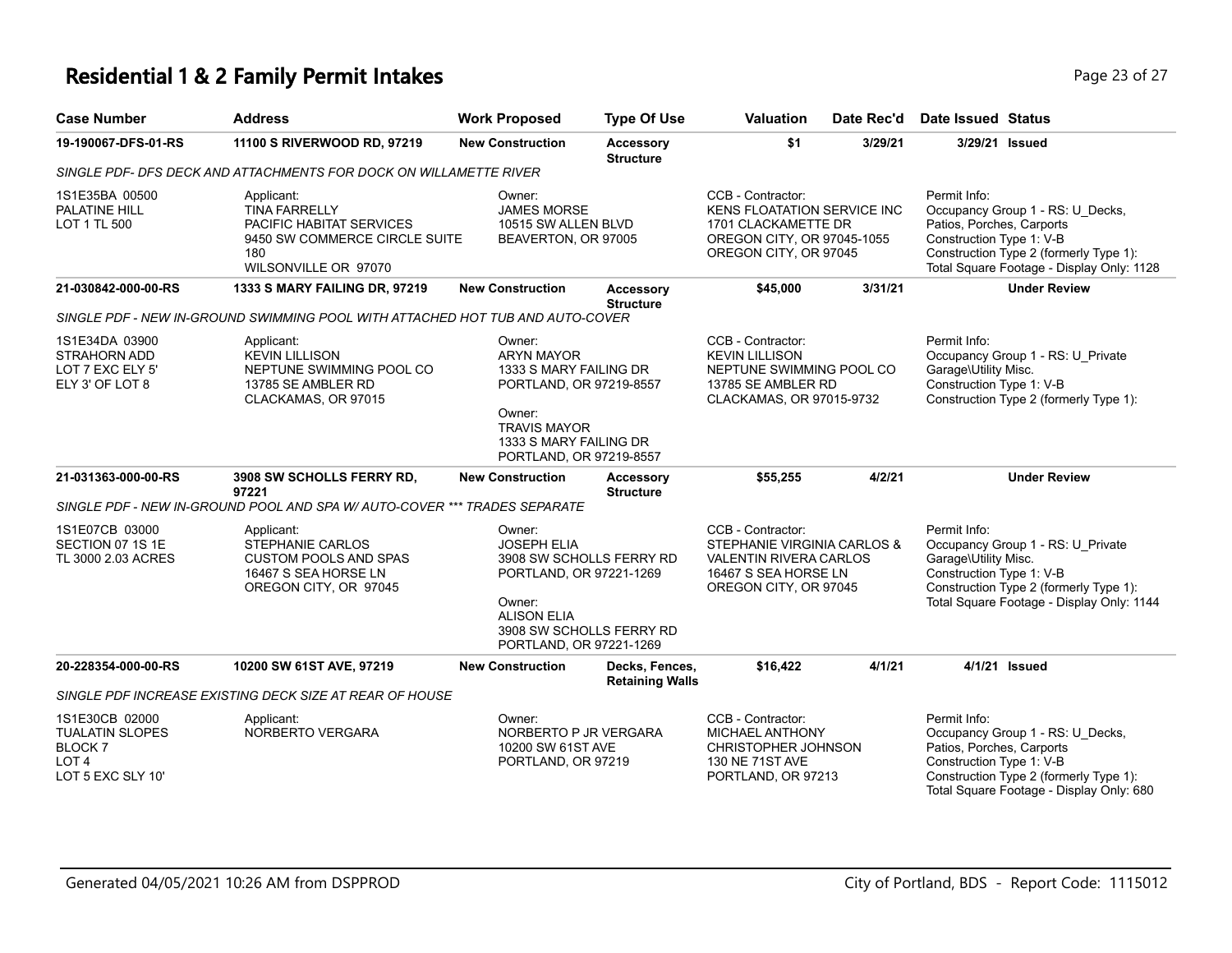# Residential 1 & 2 Family Permit Intakes

| Case Number | Address | Work Proposed | Type Of Use | Valuation | Date Rec'd | Date Issued | Status |
|---|---|---|---|---|---|---|---|
| **19-190067-DFS-01-RS** | **11100 S RIVERWOOD RD, 97219** | **New Construction** | **Accessory Structure** | **$1** | **3/29/21** | **3/29/21** | **Issued** |
| *SINGLE PDF- DFS DECK AND ATTACHMENTS FOR DOCK ON WILLAMETTE RIVER* | | | | | | | |
| 1S1E35BA 00500<br>PALATINE HILL<br>LOT 1 TL 500 | Applicant:<br>TINA FARRELLY<br>PACIFIC HABITAT SERVICES<br>9450 SW COMMERCE CIRCLE SUITE 180<br>WILSONVILLE OR 97070 | Owner:<br>JAMES MORSE<br>10515 SW ALLEN BLVD<br>BEAVERTON, OR 97005 | | CCB - Contractor:<br>KENS FLOATATION SERVICE INC<br>1701 CLACKAMETTE DR<br>OREGON CITY, OR 97045-1055<br>OREGON CITY, OR 97045 | | Permit Info:<br>Occupancy Group 1 - RS: U_Decks, Patios, Porches, Carports<br>Construction Type 1: V-B<br>Construction Type 2 (formerly Type 1):<br>Total Square Footage - Display Only: 1128 | |
| **21-030842-000-00-RS** | **1333 S MARY FAILING DR, 97219** | **New Construction** | **Accessory Structure** | **$45,000** | **3/31/21** | | **Under Review** |
| *SINGLE PDF - NEW IN-GROUND SWIMMING POOL WITH ATTACHED HOT TUB AND AUTO-COVER* | | | | | | | |
| 1S1E34DA 03900<br>STRAHORN ADD<br>LOT 7 EXC ELY 5'<br>ELY 3' OF LOT 8 | Applicant:<br>KEVIN LILLISON<br>NEPTUNE SWIMMING POOL CO<br>13785 SE AMBLER RD<br>CLACKAMAS, OR 97015 | Owner:<br>ARYN MAYOR<br>1333 S MARY FAILING DR<br>PORTLAND, OR 97219-8557<br><br>Owner:<br>TRAVIS MAYOR<br>1333 S MARY FAILING DR<br>PORTLAND, OR 97219-8557 | | CCB - Contractor:<br>KEVIN LILLISON<br>NEPTUNE SWIMMING POOL CO<br>13785 SE AMBLER RD<br>CLACKAMAS, OR 97015-9732 | | Permit Info:<br>Occupancy Group 1 - RS: U_Private Garage\Utility Misc.<br>Construction Type 1: V-B<br>Construction Type 2 (formerly Type 1): | |
| **21-031363-000-00-RS** | **3908 SW SCHOLLS FERRY RD, 97221** | **New Construction** | **Accessory Structure** | **$55,255** | **4/2/21** | | **Under Review** |
| *SINGLE PDF - NEW IN-GROUND POOL AND SPA W/ AUTO-COVER *** TRADES SEPARATE* | | | | | | | |
| 1S1E07CB 03000<br>SECTION 07 1S 1E<br>TL 3000 2.03 ACRES | Applicant:<br>STEPHANIE CARLOS<br>CUSTOM POOLS AND SPAS<br>16467 S SEA HORSE LN<br>OREGON CITY, OR 97045 | Owner:<br>JOSEPH ELIA<br>3908 SW SCHOLLS FERRY RD<br>PORTLAND, OR 97221-1269<br><br>Owner:<br>ALISON ELIA<br>3908 SW SCHOLLS FERRY RD<br>PORTLAND, OR 97221-1269 | | CCB - Contractor:<br>STEPHANIE VIRGINIA CARLOS &<br>VALENTIN RIVERA CARLOS<br>16467 S SEA HORSE LN<br>OREGON CITY, OR 97045 | | Permit Info:<br>Occupancy Group 1 - RS: U_Private Garage\Utility Misc.<br>Construction Type 1: V-B<br>Construction Type 2 (formerly Type 1):<br>Total Square Footage - Display Only: 1144 | |
| **20-228354-000-00-RS** | **10200 SW 61ST AVE, 97219** | **New Construction** | **Decks, Fences, Retaining Walls** | **$16,422** | **4/1/21** | **4/1/21** | **Issued** |
| *SINGLE PDF INCREASE EXISTING DECK SIZE AT REAR OF HOUSE* | | | | | | | |
| 1S1E30CB 02000<br>TUALATIN SLOPES<br>BLOCK 7<br>LOT 4<br>LOT 5 EXC SLY 10' | Applicant:<br>NORBERTO VERGARA | Owner:<br>NORBERTO P JR VERGARA<br>10200 SW 61ST AVE<br>PORTLAND, OR 97219 | | CCB - Contractor:<br>MICHAEL ANTHONY<br>CHRISTOPHER JOHNSON<br>130 NE 71ST AVE<br>PORTLAND, OR 97213 | | Permit Info:<br>Occupancy Group 1 - RS: U_Decks, Patios, Porches, Carports<br>Construction Type 1: V-B<br>Construction Type 2 (formerly Type 1):<br>Total Square Footage - Display Only: 680 | |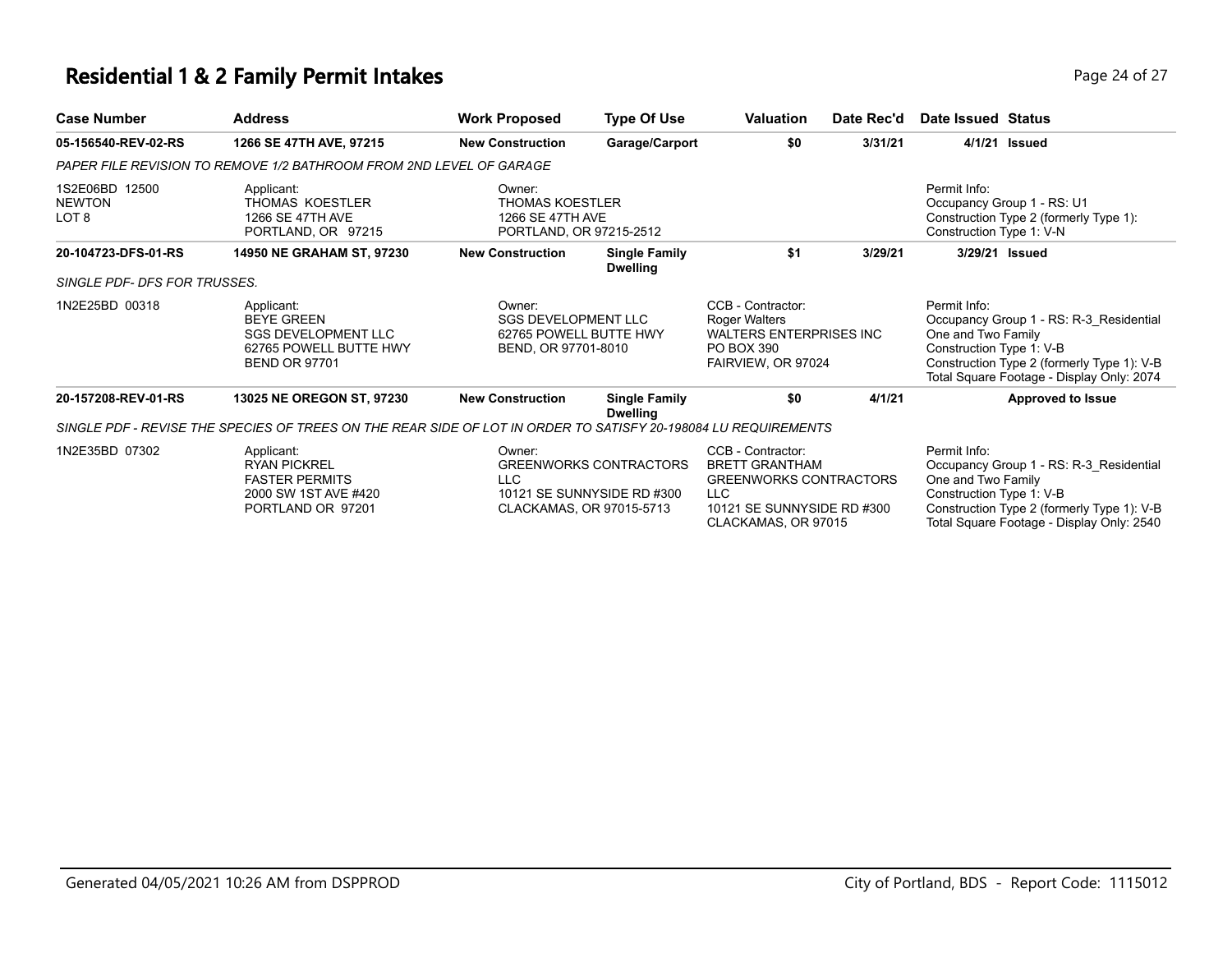# Residential 1 & 2 Family Permit Intakes

| Case Number | Address | Work Proposed | Type Of Use | Valuation | Date Rec'd | Date Issued | Status |
|---|---|---|---|---|---|---|---|
| **05-156540-REV-02-RS** | **1266 SE 47TH AVE, 97215** | **New Construction** | **Garage/Carport** | **$0** | **3/31/21** | **4/1/21** | **Issued** |
| *PAPER FILE REVISION TO REMOVE 1/2 BATHROOM FROM 2ND LEVEL OF GARAGE* | | | | | | | |
| 1S2E06BD 12500 NEWTON LOT 8 | Applicant: THOMAS KOESTLER 1266 SE 47TH AVE PORTLAND, OR 97215 | Owner: THOMAS KOESTLER 1266 SE 47TH AVE PORTLAND, OR 97215-2512 | | | | Permit Info: Occupancy Group 1 - RS: U1 Construction Type 2 (formerly Type 1): Construction Type 1: V-N | |
| **20-104723-DFS-01-RS** | **14950 NE GRAHAM ST, 97230** | **New Construction** | **Single Family Dwelling** | **$1** | **3/29/21** | **3/29/21** | **Issued** |
| *SINGLE PDF- DFS FOR TRUSSES.* | | | | | | | |
| 1N2E25BD 00318 | Applicant: BEYE GREEN SGS DEVELOPMENT LLC 62765 POWELL BUTTE HWY BEND OR 97701 | Owner: SGS DEVELOPMENT LLC 62765 POWELL BUTTE HWY BEND, OR 97701-8010 | | CCB - Contractor: Roger Walters WALTERS ENTERPRISES INC PO BOX 390 FAIRVIEW, OR 97024 | | Permit Info: Occupancy Group 1 - RS: R-3_Residential One and Two Family Construction Type 1: V-B Construction Type 2 (formerly Type 1): V-B Total Square Footage - Display Only: 2074 | |
| **20-157208-REV-01-RS** | **13025 NE OREGON ST, 97230** | **New Construction** | **Single Family Dwelling** | **$0** | **4/1/21** | | **Approved to Issue** |
| *SINGLE PDF - REVISE THE SPECIES OF TREES ON THE REAR SIDE OF LOT IN ORDER TO SATISFY 20-198084 LU REQUIREMENTS* | | | | | | | |
| 1N2E35BD 07302 | Applicant: RYAN PICKREL FASTER PERMITS 2000 SW 1ST AVE #420 PORTLAND OR 97201 | Owner: GREENWORKS CONTRACTORS LLC 10121 SE SUNNYSIDE RD #300 CLACKAMAS, OR 97015-5713 | | CCB - Contractor: BRETT GRANTHAM GREENWORKS CONTRACTORS LLC 10121 SE SUNNYSIDE RD #300 CLACKAMAS, OR 97015 | | Permit Info: Occupancy Group 1 - RS: R-3_Residential One and Two Family Construction Type 1: V-B Construction Type 2 (formerly Type 1): V-B Total Square Footage - Display Only: 2540 | |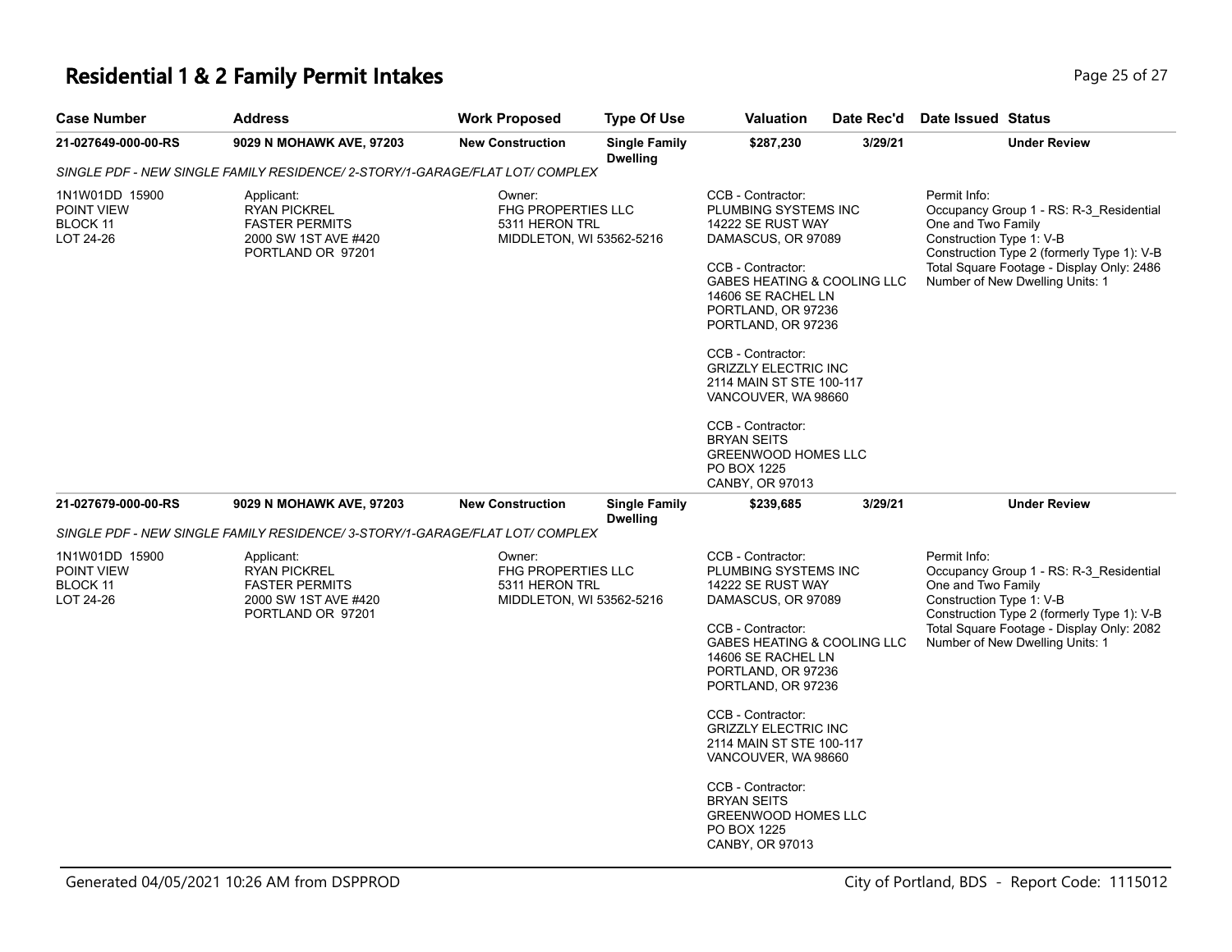# Residential 1 & 2 Family Permit Intakes

| Case Number | Address | Work Proposed | Type Of Use | Valuation | Date Rec'd | Date Issued | Status |
|---|---|---|---|---|---|---|---|
| **21-027649-000-00-RS** | **9029 N MOHAWK AVE, 97203** | **New Construction** | **Single Family Dwelling** | **$287,230** | **3/29/21** | | **Under Review** |

*SINGLE PDF - NEW SINGLE FAMILY RESIDENCE/ 2-STORY/1-GARAGE/FLAT LOT/ COMPLEX*

1N1W01DD 15900
POINT VIEW
BLOCK 11
LOT 24-26

Applicant:
RYAN PICKREL
FASTER PERMITS
2000 SW 1ST AVE #420
PORTLAND OR 97201

Owner:
FHG PROPERTIES LLC
5311 HERON TRL
MIDDLETON, WI 53562-5216

CCB - Contractor:
PLUMBING SYSTEMS INC
14222 SE RUST WAY
DAMASCUS, OR 97089

CCB - Contractor:
GABES HEATING & COOLING LLC
14606 SE RACHEL LN
PORTLAND, OR 97236
PORTLAND, OR 97236

CCB - Contractor:
GRIZZLY ELECTRIC INC
2114 MAIN ST STE 100-117
VANCOUVER, WA 98660

CCB - Contractor:
BRYAN SEITS
GREENWOOD HOMES LLC
PO BOX 1225
CANBY, OR 97013

Permit Info:
Occupancy Group 1 - RS: R-3_Residential One and Two Family
Construction Type 1: V-B
Construction Type 2 (formerly Type 1): V-B
Total Square Footage - Display Only: 2486
Number of New Dwelling Units: 1

| Case Number | Address | Work Proposed | Type Of Use | Valuation | Date Rec'd | Date Issued | Status |
|---|---|---|---|---|---|---|---|
| **21-027679-000-00-RS** | **9029 N MOHAWK AVE, 97203** | **New Construction** | **Single Family Dwelling** | **$239,685** | **3/29/21** | | **Under Review** |

*SINGLE PDF - NEW SINGLE FAMILY RESIDENCE/ 3-STORY/1-GARAGE/FLAT LOT/ COMPLEX*

1N1W01DD 15900
POINT VIEW
BLOCK 11
LOT 24-26

Applicant:
RYAN PICKREL
FASTER PERMITS
2000 SW 1ST AVE #420
PORTLAND OR 97201

Owner:
FHG PROPERTIES LLC
5311 HERON TRL
MIDDLETON, WI 53562-5216

CCB - Contractor:
PLUMBING SYSTEMS INC
14222 SE RUST WAY
DAMASCUS, OR 97089

CCB - Contractor:
GABES HEATING & COOLING LLC
14606 SE RACHEL LN
PORTLAND, OR 97236
PORTLAND, OR 97236

CCB - Contractor:
GRIZZLY ELECTRIC INC
2114 MAIN ST STE 100-117
VANCOUVER, WA 98660

CCB - Contractor:
BRYAN SEITS
GREENWOOD HOMES LLC
PO BOX 1225
CANBY, OR 97013

Permit Info:
Occupancy Group 1 - RS: R-3_Residential One and Two Family
Construction Type 1: V-B
Construction Type 2 (formerly Type 1): V-B
Total Square Footage - Display Only: 2082
Number of New Dwelling Units: 1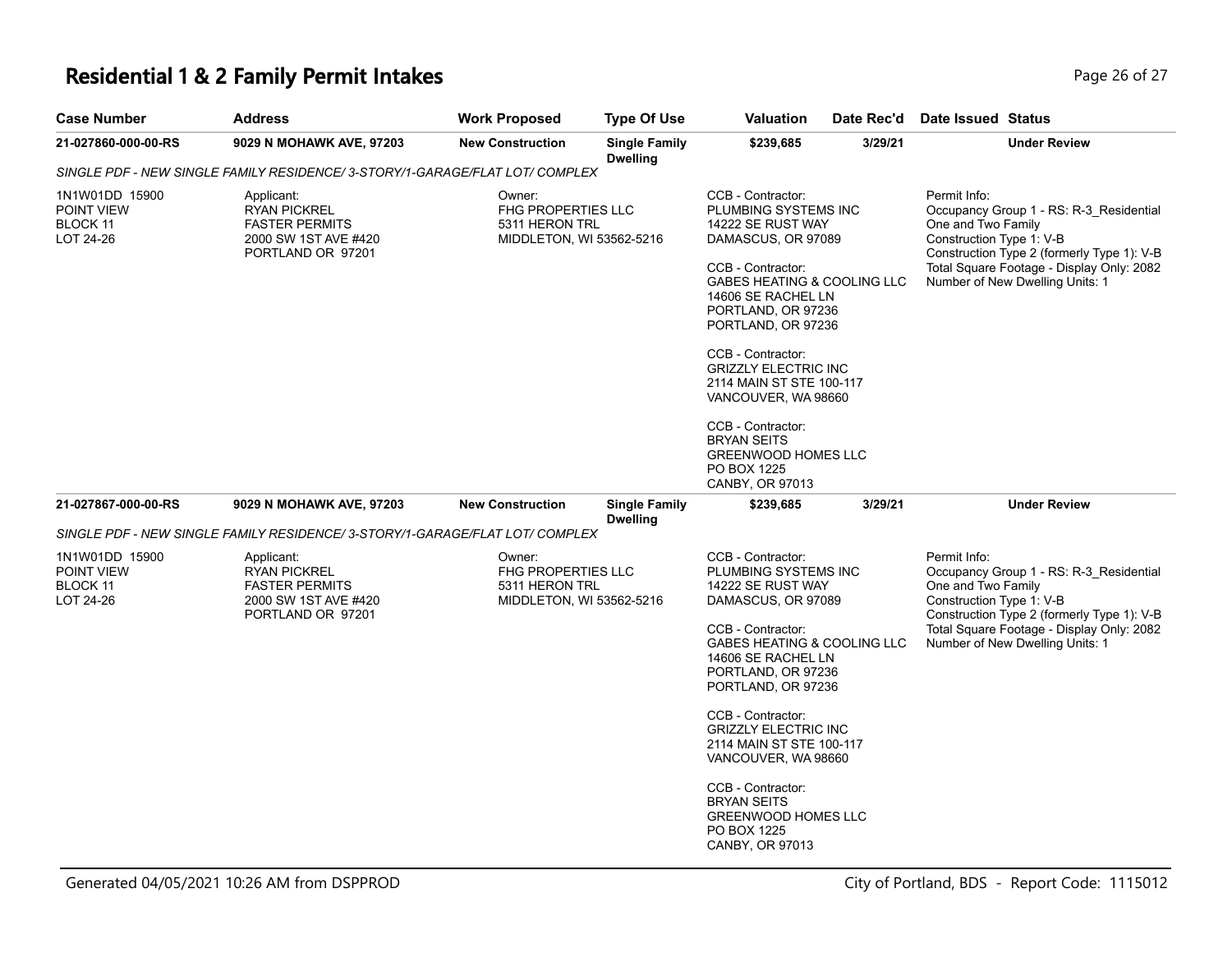# Residential 1 & 2 Family Permit Intakes

| Case Number | Address | Work Proposed | Type Of Use | Valuation | Date Rec'd | Date Issued | Status |
|---|---|---|---|---|---|---|---|
| **21-027860-000-00-RS** | **9029 N MOHAWK AVE, 97203** | **New Construction** | **Single Family Dwelling** | **$239,685** | **3/29/21** | | **Under Review** |

*SINGLE PDF - NEW SINGLE FAMILY RESIDENCE/ 3-STORY/1-GARAGE/FLAT LOT/ COMPLEX*

1N1W01DD 15900
POINT VIEW
BLOCK 11
LOT 24-26

Applicant:
RYAN PICKREL
FASTER PERMITS
2000 SW 1ST AVE #420
PORTLAND OR 97201

Owner:
FHG PROPERTIES LLC
5311 HERON TRL
MIDDLETON, WI 53562-5216

CCB - Contractor:
PLUMBING SYSTEMS INC
14222 SE RUST WAY
DAMASCUS, OR 97089

CCB - Contractor:
GABES HEATING & COOLING LLC
14606 SE RACHEL LN
PORTLAND, OR 97236
PORTLAND, OR 97236

CCB - Contractor:
GRIZZLY ELECTRIC INC
2114 MAIN ST STE 100-117
VANCOUVER, WA 98660

CCB - Contractor:
BRYAN SEITS
GREENWOOD HOMES LLC
PO BOX 1225
CANBY, OR 97013

Permit Info:
Occupancy Group 1 - RS: R-3_Residential One and Two Family
Construction Type 1: V-B
Construction Type 2 (formerly Type 1): V-B
Total Square Footage - Display Only: 2082
Number of New Dwelling Units: 1

| Case Number | Address | Work Proposed | Type Of Use | Valuation | Date Rec'd | Date Issued | Status |
|---|---|---|---|---|---|---|---|
| **21-027867-000-00-RS** | **9029 N MOHAWK AVE, 97203** | **New Construction** | **Single Family Dwelling** | **$239,685** | **3/29/21** | | **Under Review** |

*SINGLE PDF - NEW SINGLE FAMILY RESIDENCE/ 3-STORY/1-GARAGE/FLAT LOT/ COMPLEX*

1N1W01DD 15900
POINT VIEW
BLOCK 11
LOT 24-26

Applicant:
RYAN PICKREL
FASTER PERMITS
2000 SW 1ST AVE #420
PORTLAND OR 97201

Owner:
FHG PROPERTIES LLC
5311 HERON TRL
MIDDLETON, WI 53562-5216

CCB - Contractor:
PLUMBING SYSTEMS INC
14222 SE RUST WAY
DAMASCUS, OR 97089

CCB - Contractor:
GABES HEATING & COOLING LLC
14606 SE RACHEL LN
PORTLAND, OR 97236
PORTLAND, OR 97236

CCB - Contractor:
GRIZZLY ELECTRIC INC
2114 MAIN ST STE 100-117
VANCOUVER, WA 98660

CCB - Contractor:
BRYAN SEITS
GREENWOOD HOMES LLC
PO BOX 1225
CANBY, OR 97013

Permit Info:
Occupancy Group 1 - RS: R-3_Residential One and Two Family
Construction Type 1: V-B
Construction Type 2 (formerly Type 1): V-B
Total Square Footage - Display Only: 2082
Number of New Dwelling Units: 1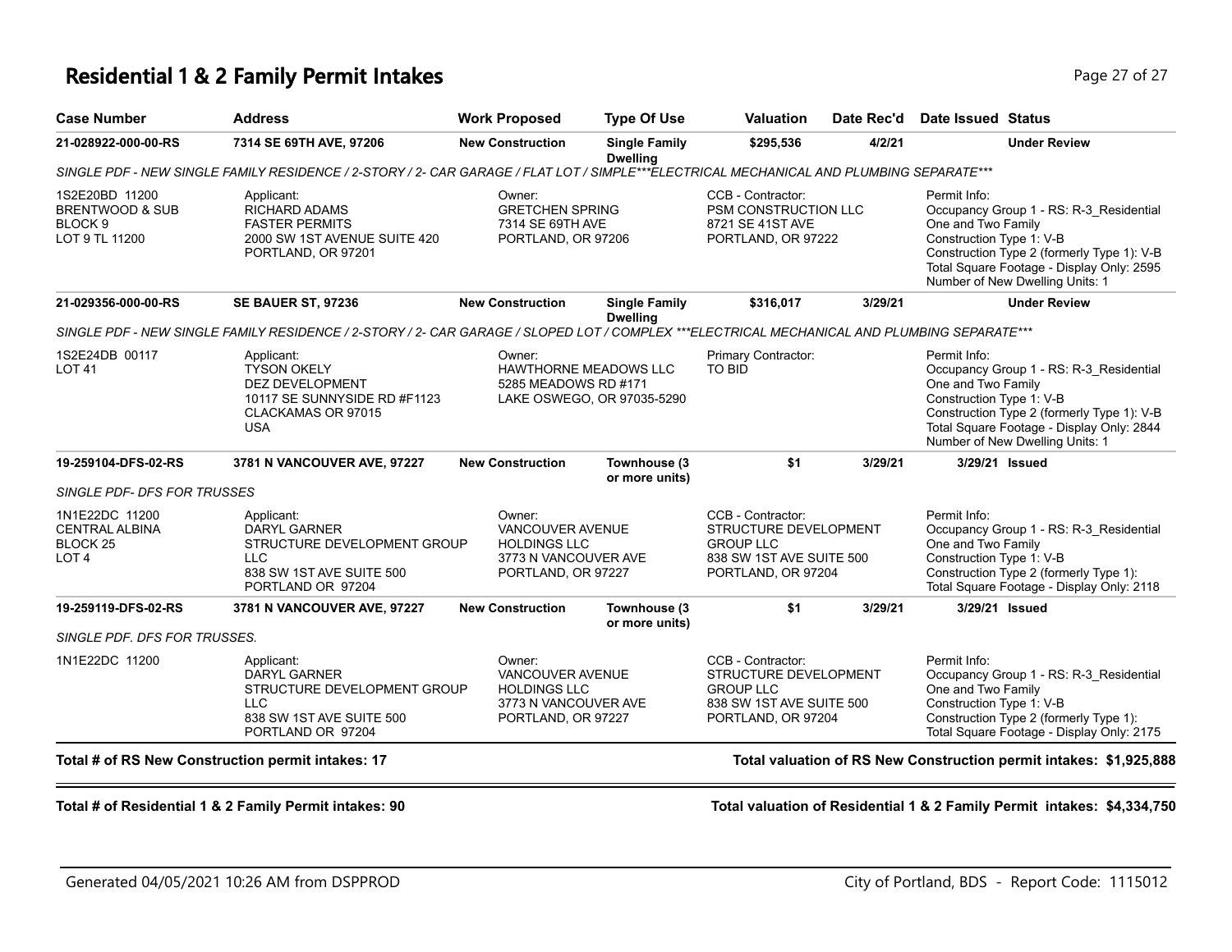# Residential 1 & 2 Family Permit Intakes

| Case Number | Address | Work Proposed | Type Of Use | Valuation | Date Rec'd | Date Issued | Status |
|---|---|---|---|---|---|---|---|
| **21-028922-000-00-RS** | **7314 SE 69TH AVE, 97206** | **New Construction** | **Single Family Dwelling** | **$295,536** | **4/2/21** | | **Under Review** |

*SINGLE PDF - NEW SINGLE FAMILY RESIDENCE / 2-STORY / 2- CAR GARAGE / FLAT LOT / SIMPLE***ELECTRICAL MECHANICAL AND PLUMBING SEPARATE****

| | | | | |
|---|---|---|---|---|
| 1S2E20BD 11200<br>BRENTWOOD & SUB<br>BLOCK 9<br>LOT 9 TL 11200 | Applicant:<br>RICHARD ADAMS<br>FASTER PERMITS<br>2000 SW 1ST AVENUE SUITE 420<br>PORTLAND, OR 97201 | Owner:<br>GRETCHEN SPRING<br>7314 SE 69TH AVE<br>PORTLAND, OR 97206 | CCB - Contractor:<br>PSM CONSTRUCTION LLC<br>8721 SE 41ST AVE<br>PORTLAND, OR 97222 | Permit Info:<br>Occupancy Group 1 - RS: R-3_Residential One and Two Family<br>Construction Type 1: V-B<br>Construction Type 2 (formerly Type 1): V-B<br>Total Square Footage - Display Only: 2595<br>Number of New Dwelling Units: 1 |

| Case Number | Address | Work Proposed | Type Of Use | Valuation | Date Rec'd | Date Issued | Status |
|---|---|---|---|---|---|---|---|
| **21-029356-000-00-RS** | **SE BAUER ST, 97236** | **New Construction** | **Single Family Dwelling** | **$316,017** | **3/29/21** | | **Under Review** |

*SINGLE PDF - NEW SINGLE FAMILY RESIDENCE / 2-STORY / 2- CAR GARAGE / SLOPED LOT / COMPLEX ***ELECTRICAL MECHANICAL AND PLUMBING SEPARATE****

| | | | | |
|---|---|---|---|---|
| 1S2E24DB 00117<br>LOT 41 | Applicant:<br>TYSON OKELY<br>DEZ DEVELOPMENT<br>10117 SE SUNNYSIDE RD #F1123<br>CLACKAMAS OR 97015<br>USA | Owner:<br>HAWTHORNE MEADOWS LLC<br>5285 MEADOWS RD #171<br>LAKE OSWEGO, OR 97035-5290 | Primary Contractor:<br>TO BID | Permit Info:<br>Occupancy Group 1 - RS: R-3_Residential One and Two Family<br>Construction Type 1: V-B<br>Construction Type 2 (formerly Type 1): V-B<br>Total Square Footage - Display Only: 2844<br>Number of New Dwelling Units: 1 |

| Case Number | Address | Work Proposed | Type Of Use | Valuation | Date Rec'd | Date Issued | Status |
|---|---|---|---|---|---|---|---|
| **19-259104-DFS-02-RS** | **3781 N VANCOUVER AVE, 97227** | **New Construction** | **Townhouse (3 or more units)** | **$1** | **3/29/21** | **3/29/21** | **Issued** |

*SINGLE PDF- DFS FOR TRUSSES*

| | | | | |
|---|---|---|---|---|
| 1N1E22DC 11200<br>CENTRAL ALBINA<br>BLOCK 25<br>LOT 4 | Applicant:<br>DARYL GARNER<br>STRUCTURE DEVELOPMENT GROUP LLC<br>838 SW 1ST AVE SUITE 500<br>PORTLAND OR 97204 | Owner:<br>VANCOUVER AVENUE HOLDINGS LLC<br>3773 N VANCOUVER AVE<br>PORTLAND, OR 97227 | CCB - Contractor:<br>STRUCTURE DEVELOPMENT GROUP LLC<br>838 SW 1ST AVE SUITE 500<br>PORTLAND, OR 97204 | Permit Info:<br>Occupancy Group 1 - RS: R-3_Residential One and Two Family<br>Construction Type 1: V-B<br>Construction Type 2 (formerly Type 1):<br>Total Square Footage - Display Only: 2118 |

| Case Number | Address | Work Proposed | Type Of Use | Valuation | Date Rec'd | Date Issued | Status |
|---|---|---|---|---|---|---|---|
| **19-259119-DFS-02-RS** | **3781 N VANCOUVER AVE, 97227** | **New Construction** | **Townhouse (3 or more units)** | **$1** | **3/29/21** | **3/29/21** | **Issued** |

*SINGLE PDF. DFS FOR TRUSSES.*

| | | | | |
|---|---|---|---|---|
| 1N1E22DC 11200 | Applicant:<br>DARYL GARNER<br>STRUCTURE DEVELOPMENT GROUP LLC<br>838 SW 1ST AVE SUITE 500<br>PORTLAND OR 97204 | Owner:<br>VANCOUVER AVENUE HOLDINGS LLC<br>3773 N VANCOUVER AVE<br>PORTLAND, OR 97227 | CCB - Contractor:<br>STRUCTURE DEVELOPMENT GROUP LLC<br>838 SW 1ST AVE SUITE 500<br>PORTLAND, OR 97204 | Permit Info:<br>Occupancy Group 1 - RS: R-3_Residential One and Two Family<br>Construction Type 1: V-B<br>Construction Type 2 (formerly Type 1):<br>Total Square Footage - Display Only: 2175 |

**Total # of RS New Construction permit intakes: 17**

**Total valuation of RS New Construction permit intakes: $1,925,888**

**Total # of Residential 1 & 2 Family Permit intakes: 90**

**Total valuation of Residential 1 & 2 Family Permit intakes: $4,334,750**

Generated 04/05/2021 10:26 AM from DSPPROD

City of Portland, BDS - Report Code: 1115012